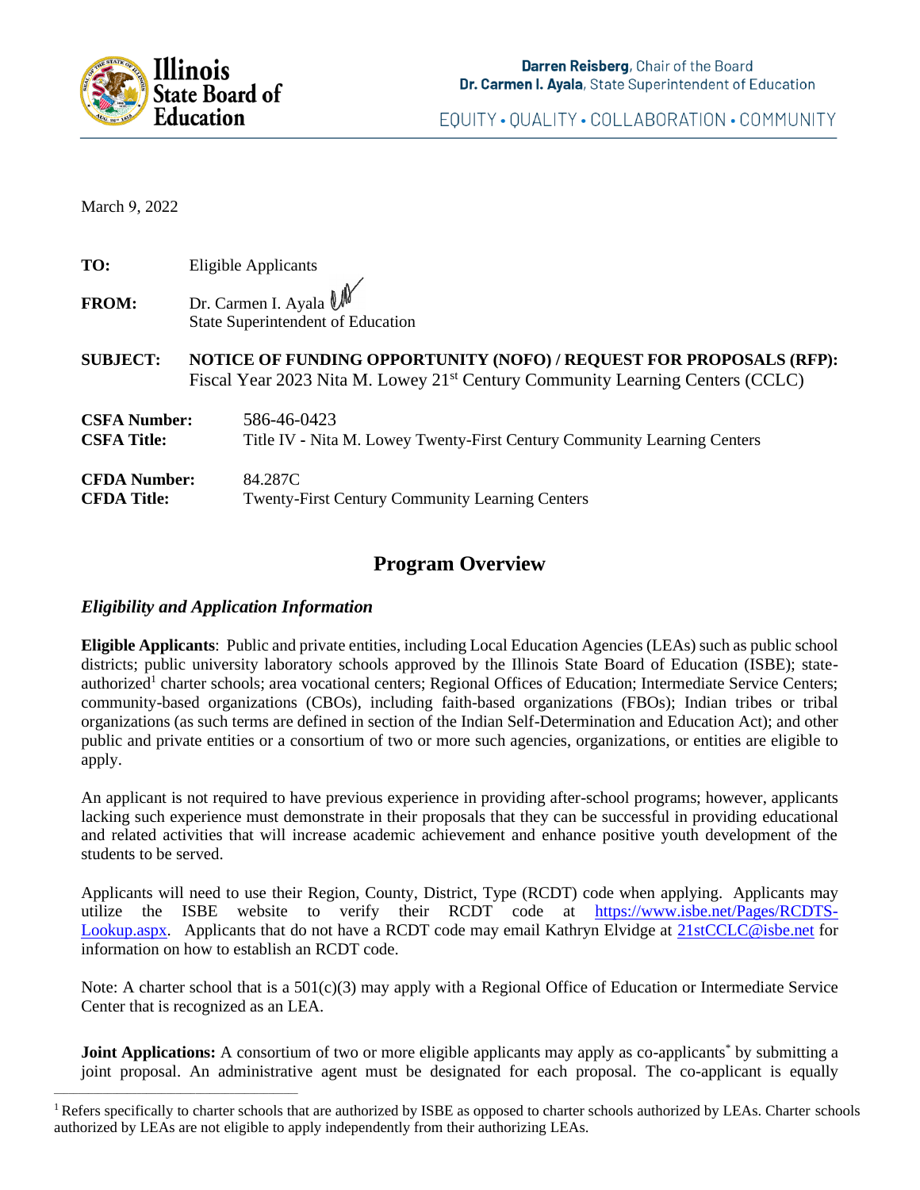**Illinois State Board of Education**

**Darren Reisberg**, Chair of the Board
**Dr. Carmen I. Ayala**, State Superintendent of Education

EQUITY • QUALITY • COLLABORATION • COMMUNITY

March 9, 2022

**TO:** Eligible Applicants

**FROM:** Dr. Carmen I. Ayala
State Superintendent of Education

**SUBJECT:** **NOTICE OF FUNDING OPPORTUNITY (NOFO) / REQUEST FOR PROPOSALS (RFP):** Fiscal Year 2023 Nita M. Lowey 21st Century Community Learning Centers (CCLC)

**CSFA Number:** 586-46-0423
**CSFA Title:** Title IV - Nita M. Lowey Twenty-First Century Community Learning Centers

**CFDA Number:** 84.287C
**CFDA Title:** Twenty-First Century Community Learning Centers

# Program Overview

## *Eligibility and Application Information*

**Eligible Applicants**: Public and private entities, including Local Education Agencies (LEAs) such as public school districts; public university laboratory schools approved by the Illinois State Board of Education (ISBE); state-authorized[1] charter schools; area vocational centers; Regional Offices of Education; Intermediate Service Centers; community-based organizations (CBOs), including faith-based organizations (FBOs); Indian tribes or tribal organizations (as such terms are defined in section of the Indian Self-Determination and Education Act); and other public and private entities or a consortium of two or more such agencies, organizations, or entities are eligible to apply.

An applicant is not required to have previous experience in providing after-school programs; however, applicants lacking such experience must demonstrate in their proposals that they can be successful in providing educational and related activities that will increase academic achievement and enhance positive youth development of the students to be served.

Applicants will need to use their Region, County, District, Type (RCDT) code when applying. Applicants may utilize the ISBE website to verify their RCDT code at https://www.isbe.net/Pages/RCDTS-Lookup.aspx. Applicants that do not have a RCDT code may email Kathryn Elvidge at 21stCCLC@isbe.net for information on how to establish an RCDT code.

Note: A charter school that is a 501(c)(3) may apply with a Regional Office of Education or Intermediate Service Center that is recognized as an LEA.

**Joint Applications:** A consortium of two or more eligible applicants may apply as co-applicants* by submitting a joint proposal. An administrative agent must be designated for each proposal. The co-applicant is equally

---

[1] Refers specifically to charter schools that are authorized by ISBE as opposed to charter schools authorized by LEAs. Charter schools authorized by LEAs are not eligible to apply independently from their authorizing LEAs.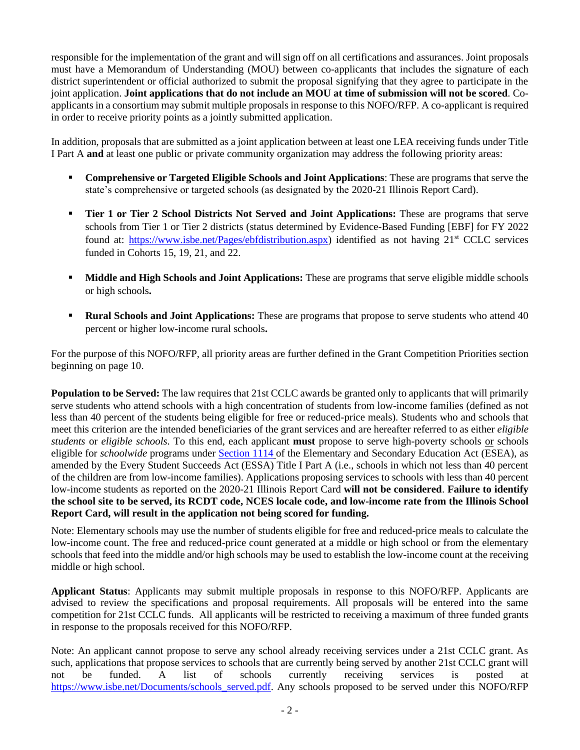responsible for the implementation of the grant and will sign off on all certifications and assurances. Joint proposals must have a Memorandum of Understanding (MOU) between co-applicants that includes the signature of each district superintendent or official authorized to submit the proposal signifying that they agree to participate in the joint application. **Joint applications that do not include an MOU at time of submission will not be scored**. Co-applicants in a consortium may submit multiple proposals in response to this NOFO/RFP. A co-applicant is required in order to receive priority points as a jointly submitted application.

In addition, proposals that are submitted as a joint application between at least one LEA receiving funds under Title I Part A **and** at least one public or private community organization may address the following priority areas:

- **Comprehensive or Targeted Eligible Schools and Joint Applications**: These are programs that serve the state's comprehensive or targeted schools (as designated by the 2020-21 Illinois Report Card).
- **Tier 1 or Tier 2 School Districts Not Served and Joint Applications:** These are programs that serve schools from Tier 1 or Tier 2 districts (status determined by Evidence-Based Funding [EBF] for FY 2022 found at: [https://www.isbe.net/Pages/ebfdistribution.aspx](https://www.isbe.net/Pages/ebfdistribution.aspx)) identified as not having 21st CCLC services funded in Cohorts 15, 19, 21, and 22.
- **Middle and High Schools and Joint Applications:** These are programs that serve eligible middle schools or high schools**.**
- **Rural Schools and Joint Applications:** These are programs that propose to serve students who attend 40 percent or higher low-income rural schools**.**

For the purpose of this NOFO/RFP, all priority areas are further defined in the Grant Competition Priorities section beginning on page 10.

**Population to be Served:** The law requires that 21st CCLC awards be granted only to applicants that will primarily serve students who attend schools with a high concentration of students from low-income families (defined as not less than 40 percent of the students being eligible for free or reduced-price meals). Students who and schools that meet this criterion are the intended beneficiaries of the grant services and are hereafter referred to as either *eligible students* or *eligible schools*. To this end, each applicant **must** propose to serve high-poverty schools or schools eligible for *schoolwide* programs under [Section 1114](#) of the Elementary and Secondary Education Act (ESEA), as amended by the Every Student Succeeds Act (ESSA) Title I Part A (i.e., schools in which not less than 40 percent of the children are from low-income families). Applications proposing services to schools with less than 40 percent low-income students as reported on the 2020-21 Illinois Report Card **will not be considered**. **Failure to identify the school site to be served, its RCDT code, NCES locale code, and low-income rate from the Illinois School Report Card, will result in the application not being scored for funding.**

Note: Elementary schools may use the number of students eligible for free and reduced-price meals to calculate the low-income count. The free and reduced-price count generated at a middle or high school or from the elementary schools that feed into the middle and/or high schools may be used to establish the low-income count at the receiving middle or high school.

**Applicant Status**: Applicants may submit multiple proposals in response to this NOFO/RFP. Applicants are advised to review the specifications and proposal requirements. All proposals will be entered into the same competition for 21st CCLC funds. All applicants will be restricted to receiving a maximum of three funded grants in response to the proposals received for this NOFO/RFP.

Note: An applicant cannot propose to serve any school already receiving services under a 21st CCLC grant. As such, applications that propose services to schools that are currently being served by another 21st CCLC grant will not be funded. A list of schools currently receiving services is posted at [https://www.isbe.net/Documents/schools_served.pdf](https://www.isbe.net/Documents/schools_served.pdf). Any schools proposed to be served under this NOFO/RFP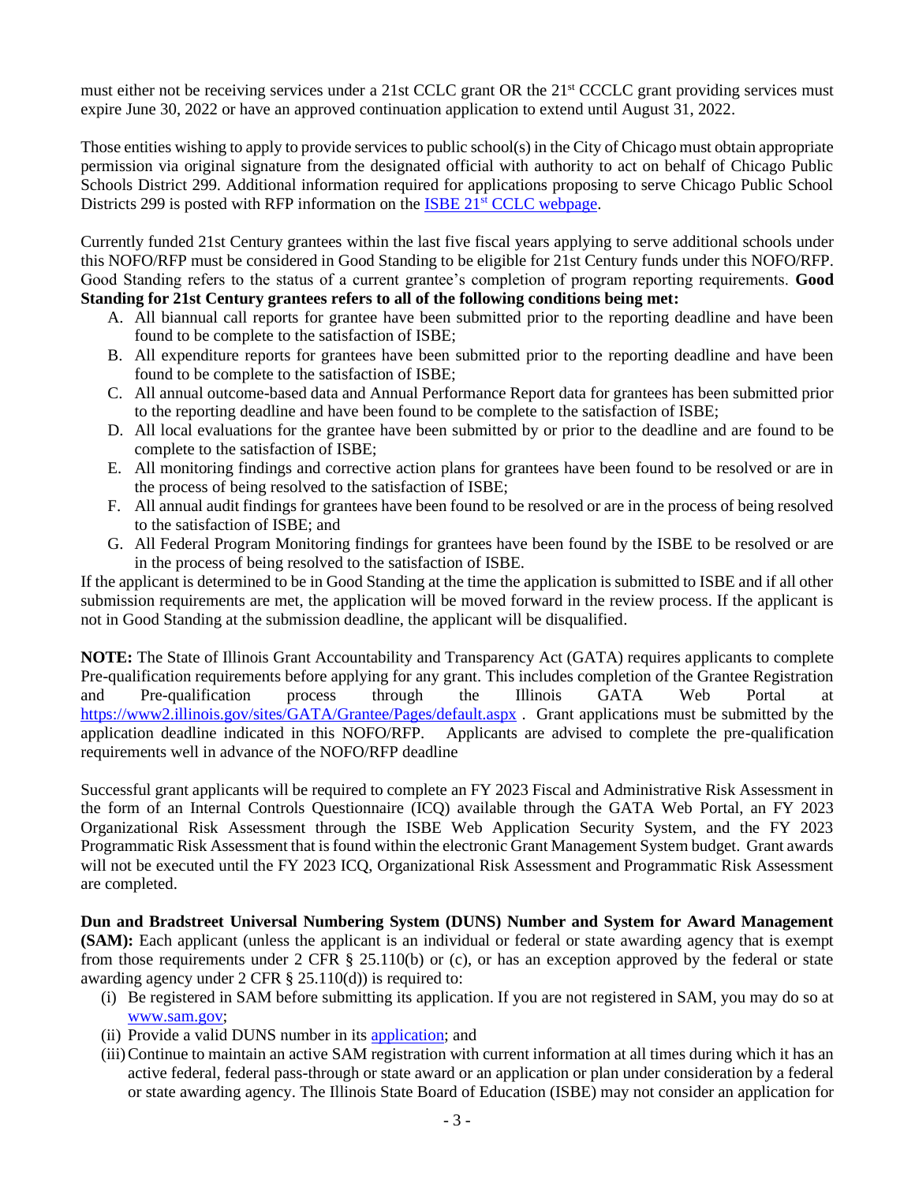must either not be receiving services under a 21st CCLC grant OR the 21st CCCLC grant providing services must expire June 30, 2022 or have an approved continuation application to extend until August 31, 2022.

Those entities wishing to apply to provide services to public school(s) in the City of Chicago must obtain appropriate permission via original signature from the designated official with authority to act on behalf of Chicago Public Schools District 299. Additional information required for applications proposing to serve Chicago Public School Districts 299 is posted with RFP information on the [ISBE 21st CCLC webpage](ISBE 21st CCLC webpage).

Currently funded 21st Century grantees within the last five fiscal years applying to serve additional schools under this NOFO/RFP must be considered in Good Standing to be eligible for 21st Century funds under this NOFO/RFP. Good Standing refers to the status of a current grantee's completion of program reporting requirements. **Good Standing for 21st Century grantees refers to all of the following conditions being met:**

A. All biannual call reports for grantee have been submitted prior to the reporting deadline and have been found to be complete to the satisfaction of ISBE;
B. All expenditure reports for grantees have been submitted prior to the reporting deadline and have been found to be complete to the satisfaction of ISBE;
C. All annual outcome-based data and Annual Performance Report data for grantees has been submitted prior to the reporting deadline and have been found to be complete to the satisfaction of ISBE;
D. All local evaluations for the grantee have been submitted by or prior to the deadline and are found to be complete to the satisfaction of ISBE;
E. All monitoring findings and corrective action plans for grantees have been found to be resolved or are in the process of being resolved to the satisfaction of ISBE;
F. All annual audit findings for grantees have been found to be resolved or are in the process of being resolved to the satisfaction of ISBE; and
G. All Federal Program Monitoring findings for grantees have been found by the ISBE to be resolved or are in the process of being resolved to the satisfaction of ISBE.

If the applicant is determined to be in Good Standing at the time the application is submitted to ISBE and if all other submission requirements are met, the application will be moved forward in the review process. If the applicant is not in Good Standing at the submission deadline, the applicant will be disqualified.

**NOTE:** The State of Illinois Grant Accountability and Transparency Act (GATA) requires applicants to complete Pre-qualification requirements before applying for any grant. This includes completion of the Grantee Registration and Pre-qualification process through the Illinois GATA Web Portal at https://www2.illinois.gov/sites/GATA/Grantee/Pages/default.aspx . Grant applications must be submitted by the application deadline indicated in this NOFO/RFP. Applicants are advised to complete the pre-qualification requirements well in advance of the NOFO/RFP deadline

Successful grant applicants will be required to complete an FY 2023 Fiscal and Administrative Risk Assessment in the form of an Internal Controls Questionnaire (ICQ) available through the GATA Web Portal, an FY 2023 Organizational Risk Assessment through the ISBE Web Application Security System, and the FY 2023 Programmatic Risk Assessment that is found within the electronic Grant Management System budget. Grant awards will not be executed until the FY 2023 ICQ, Organizational Risk Assessment and Programmatic Risk Assessment are completed.

**Dun and Bradstreet Universal Numbering System (DUNS) Number and System for Award Management (SAM):** Each applicant (unless the applicant is an individual or federal or state awarding agency that is exempt from those requirements under 2 CFR § 25.110(b) or (c), or has an exception approved by the federal or state awarding agency under 2 CFR § 25.110(d)) is required to:

(i) Be registered in SAM before submitting its application. If you are not registered in SAM, you may do so at www.sam.gov;
(ii) Provide a valid DUNS number in its application; and
(iii) Continue to maintain an active SAM registration with current information at all times during which it has an active federal, federal pass-through or state award or an application or plan under consideration by a federal or state awarding agency. The Illinois State Board of Education (ISBE) may not consider an application for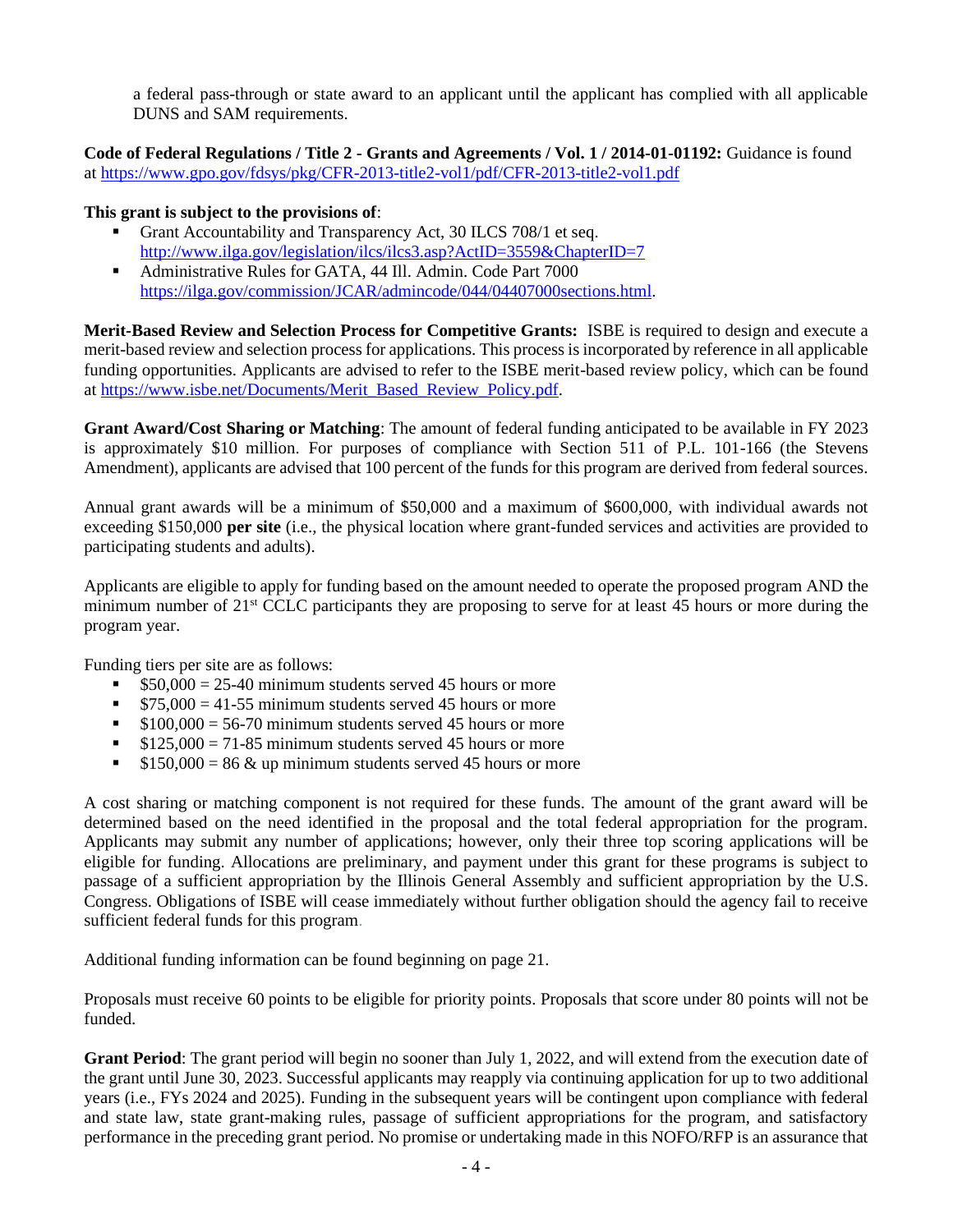a federal pass-through or state award to an applicant until the applicant has complied with all applicable DUNS and SAM requirements.

**Code of Federal Regulations / Title 2 - Grants and Agreements / Vol. 1 / 2014-01-01192:** Guidance is found at https://www.gpo.gov/fdsys/pkg/CFR-2013-title2-vol1/pdf/CFR-2013-title2-vol1.pdf

**This grant is subject to the provisions of**:

- Grant Accountability and Transparency Act, 30 ILCS 708/1 et seq. http://www.ilga.gov/legislation/ilcs/ilcs3.asp?ActID=3559&ChapterID=7
- Administrative Rules for GATA, 44 Ill. Admin. Code Part 7000 https://ilga.gov/commission/JCAR/admincode/044/04407000sections.html.

**Merit-Based Review and Selection Process for Competitive Grants:** ISBE is required to design and execute a merit-based review and selection process for applications. This process is incorporated by reference in all applicable funding opportunities. Applicants are advised to refer to the ISBE merit-based review policy, which can be found at https://www.isbe.net/Documents/Merit_Based_Review_Policy.pdf.

**Grant Award/Cost Sharing or Matching**: The amount of federal funding anticipated to be available in FY 2023 is approximately $10 million. For purposes of compliance with Section 511 of P.L. 101-166 (the Stevens Amendment), applicants are advised that 100 percent of the funds for this program are derived from federal sources.

Annual grant awards will be a minimum of $50,000 and a maximum of $600,000, with individual awards not exceeding $150,000 **per site** (i.e., the physical location where grant-funded services and activities are provided to participating students and adults).

Applicants are eligible to apply for funding based on the amount needed to operate the proposed program AND the minimum number of 21st CCLC participants they are proposing to serve for at least 45 hours or more during the program year.

Funding tiers per site are as follows:

- $50,000 = 25-40 minimum students served 45 hours or more
- $75,000 = 41-55 minimum students served 45 hours or more
- $100,000 = 56-70 minimum students served 45 hours or more
- $125,000 = 71-85 minimum students served 45 hours or more
- $150,000 = 86 & up minimum students served 45 hours or more

A cost sharing or matching component is not required for these funds. The amount of the grant award will be determined based on the need identified in the proposal and the total federal appropriation for the program. Applicants may submit any number of applications; however, only their three top scoring applications will be eligible for funding. Allocations are preliminary, and payment under this grant for these programs is subject to passage of a sufficient appropriation by the Illinois General Assembly and sufficient appropriation by the U.S. Congress. Obligations of ISBE will cease immediately without further obligation should the agency fail to receive sufficient federal funds for this program.

Additional funding information can be found beginning on page 21.

Proposals must receive 60 points to be eligible for priority points. Proposals that score under 80 points will not be funded.

**Grant Period**: The grant period will begin no sooner than July 1, 2022, and will extend from the execution date of the grant until June 30, 2023. Successful applicants may reapply via continuing application for up to two additional years (i.e., FYs 2024 and 2025). Funding in the subsequent years will be contingent upon compliance with federal and state law, state grant-making rules, passage of sufficient appropriations for the program, and satisfactory performance in the preceding grant period. No promise or undertaking made in this NOFO/RFP is an assurance that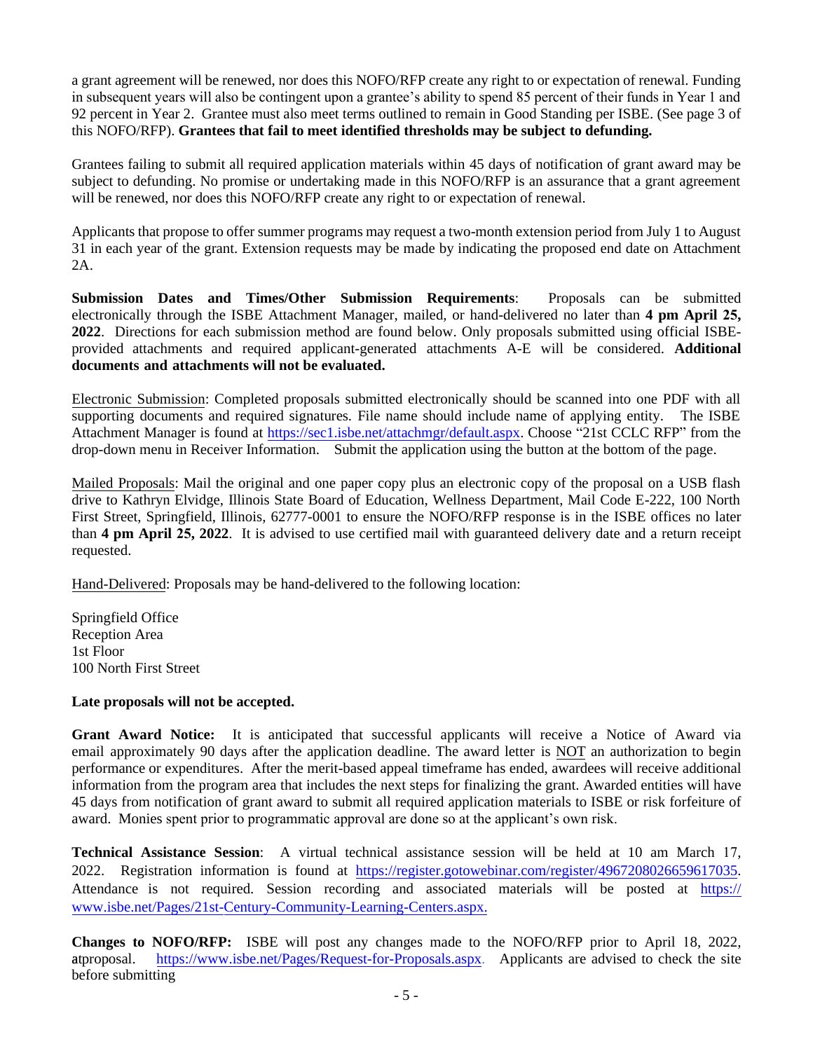a grant agreement will be renewed, nor does this NOFO/RFP create any right to or expectation of renewal. Funding in subsequent years will also be contingent upon a grantee's ability to spend 85 percent of their funds in Year 1 and 92 percent in Year 2. Grantee must also meet terms outlined to remain in Good Standing per ISBE. (See page 3 of this NOFO/RFP). **Grantees that fail to meet identified thresholds may be subject to defunding.**

Grantees failing to submit all required application materials within 45 days of notification of grant award may be subject to defunding. No promise or undertaking made in this NOFO/RFP is an assurance that a grant agreement will be renewed, nor does this NOFO/RFP create any right to or expectation of renewal.

Applicants that propose to offer summer programs may request a two-month extension period from July 1 to August 31 in each year of the grant. Extension requests may be made by indicating the proposed end date on Attachment 2A.

**Submission Dates and Times/Other Submission Requirements**: Proposals can be submitted electronically through the ISBE Attachment Manager, mailed, or hand-delivered no later than **4 pm April 25, 2022**. Directions for each submission method are found below. Only proposals submitted using official ISBE-provided attachments and required applicant-generated attachments A-E will be considered. **Additional documents and attachments will not be evaluated.**

Electronic Submission: Completed proposals submitted electronically should be scanned into one PDF with all supporting documents and required signatures. File name should include name of applying entity. The ISBE Attachment Manager is found at https://sec1.isbe.net/attachmgr/default.aspx. Choose "21st CCLC RFP" from the drop-down menu in Receiver Information. Submit the application using the button at the bottom of the page.

Mailed Proposals: Mail the original and one paper copy plus an electronic copy of the proposal on a USB flash drive to Kathryn Elvidge, Illinois State Board of Education, Wellness Department, Mail Code E-222, 100 North First Street, Springfield, Illinois, 62777-0001 to ensure the NOFO/RFP response is in the ISBE offices no later than **4 pm April 25, 2022**. It is advised to use certified mail with guaranteed delivery date and a return receipt requested.

Hand-Delivered: Proposals may be hand-delivered to the following location:

Springfield Office  
Reception Area  
1st Floor  
100 North First Street

**Late proposals will not be accepted.**

**Grant Award Notice:** It is anticipated that successful applicants will receive a Notice of Award via email approximately 90 days after the application deadline. The award letter is NOT an authorization to begin performance or expenditures. After the merit-based appeal timeframe has ended, awardees will receive additional information from the program area that includes the next steps for finalizing the grant. Awarded entities will have 45 days from notification of grant award to submit all required application materials to ISBE or risk forfeiture of award. Monies spent prior to programmatic approval are done so at the applicant's own risk.

**Technical Assistance Session**: A virtual technical assistance session will be held at 10 am March 17, 2022. Registration information is found at https://register.gotowebinar.com/register/4967208026659617035. Attendance is not required. Session recording and associated materials will be posted at https://www.isbe.net/Pages/21st-Century-Community-Learning-Centers.aspx.

**Changes to NOFO/RFP:** ISBE will post any changes made to the NOFO/RFP prior to April 18, 2022, atproposal. https://www.isbe.net/Pages/Request-for-Proposals.aspx. Applicants are advised to check the site before submitting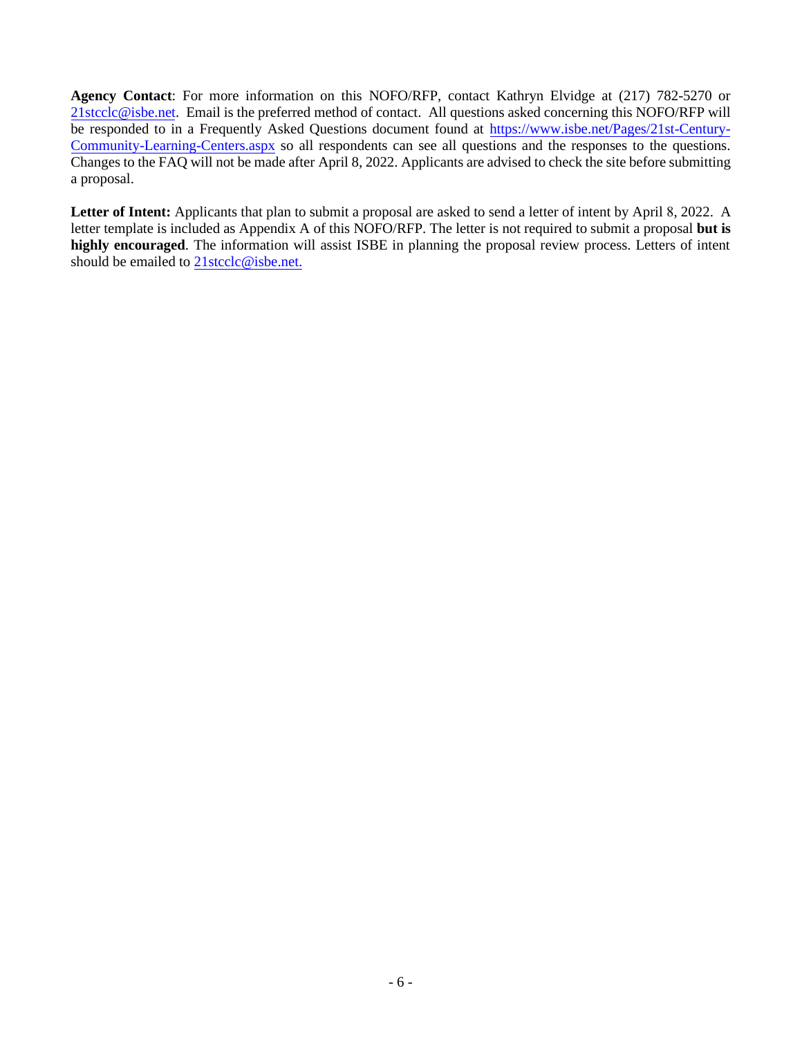**Agency Contact**: For more information on this NOFO/RFP, contact Kathryn Elvidge at (217) 782-5270 or [21stcclc@isbe.net](mailto:21stcclc@isbe.net). Email is the preferred method of contact. All questions asked concerning this NOFO/RFP will be responded to in a Frequently Asked Questions document found at [https://www.isbe.net/Pages/21st-Century-Community-Learning-Centers.aspx](https://www.isbe.net/Pages/21st-Century-Community-Learning-Centers.aspx) so all respondents can see all questions and the responses to the questions. Changes to the FAQ will not be made after April 8, 2022. Applicants are advised to check the site before submitting a proposal.

**Letter of Intent:** Applicants that plan to submit a proposal are asked to send a letter of intent by April 8, 2022. A letter template is included as Appendix A of this NOFO/RFP. The letter is not required to submit a proposal **but is highly encouraged**. The information will assist ISBE in planning the proposal review process. Letters of intent should be emailed to [21stcclc@isbe.net.](mailto:21stcclc@isbe.net)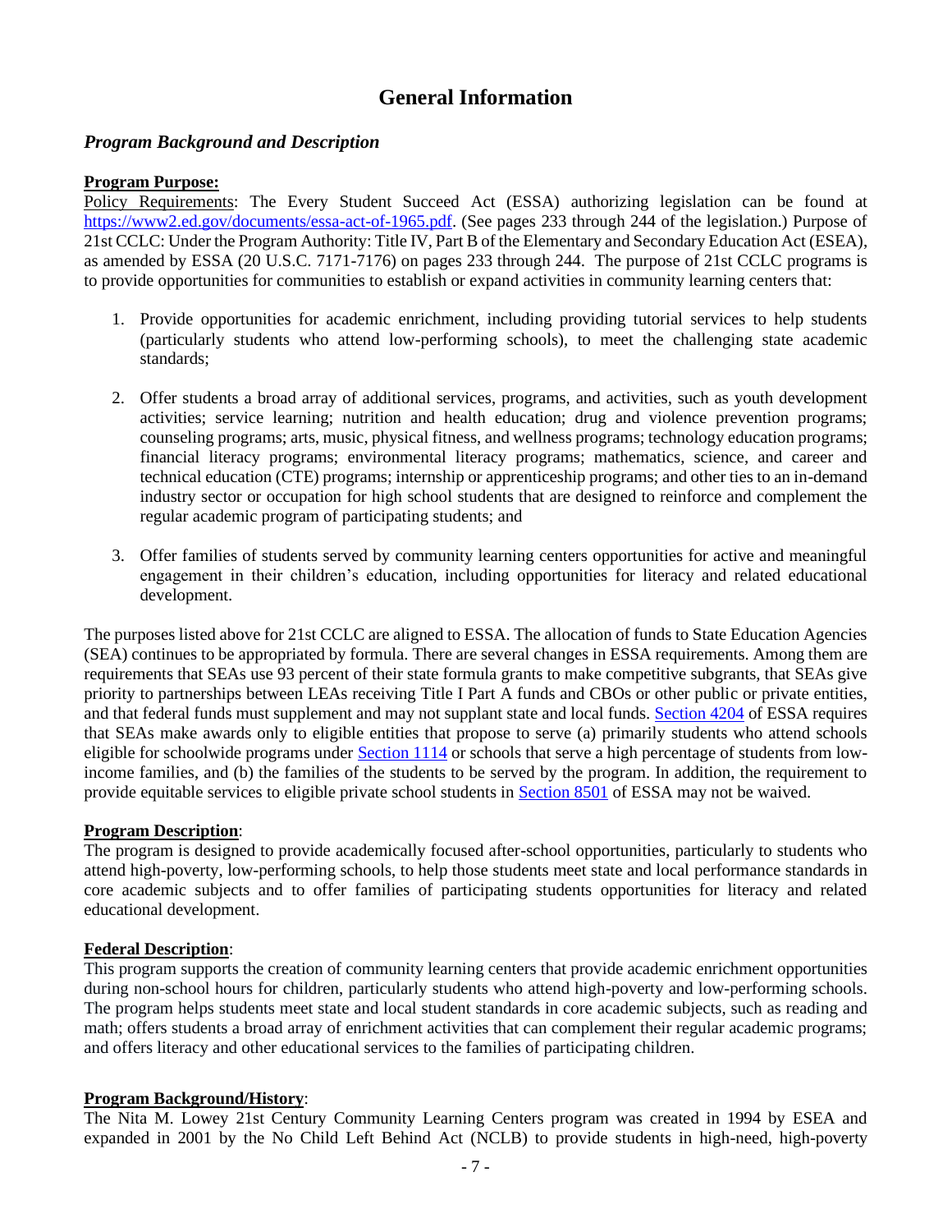# General Information

## *Program Background and Description*

**Program Purpose:**

Policy Requirements: The Every Student Succeed Act (ESSA) authorizing legislation can be found at [https://www2.ed.gov/documents/essa-act-of-1965.pdf](https://www2.ed.gov/documents/essa-act-of-1965.pdf). (See pages 233 through 244 of the legislation.) Purpose of 21st CCLC: Under the Program Authority: Title IV, Part B of the Elementary and Secondary Education Act (ESEA), as amended by ESSA (20 U.S.C. 7171-7176) on pages 233 through 244. The purpose of 21st CCLC programs is to provide opportunities for communities to establish or expand activities in community learning centers that:

1. Provide opportunities for academic enrichment, including providing tutorial services to help students (particularly students who attend low-performing schools), to meet the challenging state academic standards;

2. Offer students a broad array of additional services, programs, and activities, such as youth development activities; service learning; nutrition and health education; drug and violence prevention programs; counseling programs; arts, music, physical fitness, and wellness programs; technology education programs; financial literacy programs; environmental literacy programs; mathematics, science, and career and technical education (CTE) programs; internship or apprenticeship programs; and other ties to an in-demand industry sector or occupation for high school students that are designed to reinforce and complement the regular academic program of participating students; and

3. Offer families of students served by community learning centers opportunities for active and meaningful engagement in their children's education, including opportunities for literacy and related educational development.

The purposes listed above for 21st CCLC are aligned to ESSA. The allocation of funds to State Education Agencies (SEA) continues to be appropriated by formula. There are several changes in ESSA requirements. Among them are requirements that SEAs use 93 percent of their state formula grants to make competitive subgrants, that SEAs give priority to partnerships between LEAs receiving Title I Part A funds and CBOs or other public or private entities, and that federal funds must supplement and may not supplant state and local funds. Section 4204 of ESSA requires that SEAs make awards only to eligible entities that propose to serve (a) primarily students who attend schools eligible for schoolwide programs under Section 1114 or schools that serve a high percentage of students from low-income families, and (b) the families of the students to be served by the program. In addition, the requirement to provide equitable services to eligible private school students in Section 8501 of ESSA may not be waived.

**Program Description**:

The program is designed to provide academically focused after-school opportunities, particularly to students who attend high-poverty, low-performing schools, to help those students meet state and local performance standards in core academic subjects and to offer families of participating students opportunities for literacy and related educational development.

**Federal Description**:

This program supports the creation of community learning centers that provide academic enrichment opportunities during non-school hours for children, particularly students who attend high-poverty and low-performing schools. The program helps students meet state and local student standards in core academic subjects, such as reading and math; offers students a broad array of enrichment activities that can complement their regular academic programs; and offers literacy and other educational services to the families of participating children.

**Program Background/History**:

The Nita M. Lowey 21st Century Community Learning Centers program was created in 1994 by ESEA and expanded in 2001 by the No Child Left Behind Act (NCLB) to provide students in high-need, high-poverty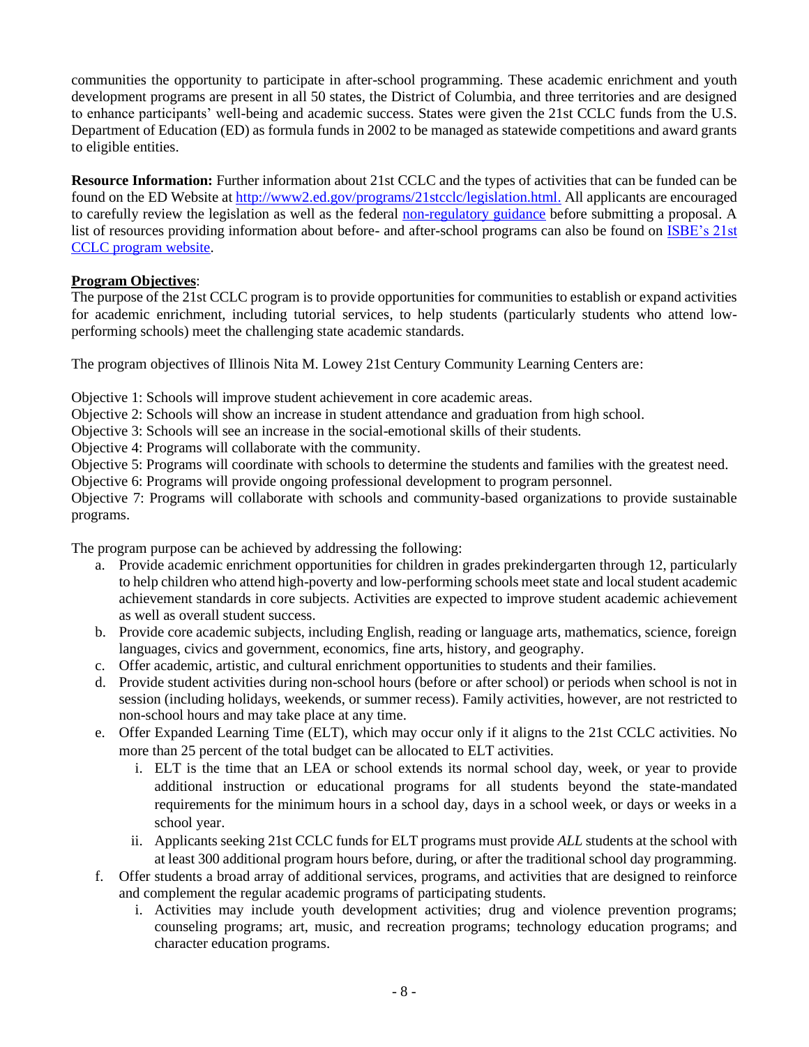communities the opportunity to participate in after-school programming. These academic enrichment and youth development programs are present in all 50 states, the District of Columbia, and three territories and are designed to enhance participants' well-being and academic success. States were given the 21st CCLC funds from the U.S. Department of Education (ED) as formula funds in 2002 to be managed as statewide competitions and award grants to eligible entities.

**Resource Information:** Further information about 21st CCLC and the types of activities that can be funded can be found on the ED Website at [http://www2.ed.gov/programs/21stcclc/legislation.html.](http://www2.ed.gov/programs/21stcclc/legislation.html) All applicants are encouraged to carefully review the legislation as well as the federal non-regulatory guidance before submitting a proposal. A list of resources providing information about before- and after-school programs can also be found on ISBE's 21st CCLC program website.

**Program Objectives**:

The purpose of the 21st CCLC program is to provide opportunities for communities to establish or expand activities for academic enrichment, including tutorial services, to help students (particularly students who attend low-performing schools) meet the challenging state academic standards.

The program objectives of Illinois Nita M. Lowey 21st Century Community Learning Centers are:

Objective 1: Schools will improve student achievement in core academic areas.
Objective 2: Schools will show an increase in student attendance and graduation from high school.
Objective 3: Schools will see an increase in the social-emotional skills of their students.
Objective 4: Programs will collaborate with the community.
Objective 5: Programs will coordinate with schools to determine the students and families with the greatest need.
Objective 6: Programs will provide ongoing professional development to program personnel.
Objective 7: Programs will collaborate with schools and community-based organizations to provide sustainable programs.

The program purpose can be achieved by addressing the following:

a. Provide academic enrichment opportunities for children in grades prekindergarten through 12, particularly to help children who attend high-poverty and low-performing schools meet state and local student academic achievement standards in core subjects. Activities are expected to improve student academic achievement as well as overall student success.
b. Provide core academic subjects, including English, reading or language arts, mathematics, science, foreign languages, civics and government, economics, fine arts, history, and geography.
c. Offer academic, artistic, and cultural enrichment opportunities to students and their families.
d. Provide student activities during non-school hours (before or after school) or periods when school is not in session (including holidays, weekends, or summer recess). Family activities, however, are not restricted to non-school hours and may take place at any time.
e. Offer Expanded Learning Time (ELT), which may occur only if it aligns to the 21st CCLC activities. No more than 25 percent of the total budget can be allocated to ELT activities.
    i. ELT is the time that an LEA or school extends its normal school day, week, or year to provide additional instruction or educational programs for all students beyond the state-mandated requirements for the minimum hours in a school day, days in a school week, or days or weeks in a school year.
    ii. Applicants seeking 21st CCLC funds for ELT programs must provide *ALL* students at the school with at least 300 additional program hours before, during, or after the traditional school day programming.
f. Offer students a broad array of additional services, programs, and activities that are designed to reinforce and complement the regular academic programs of participating students.
    i. Activities may include youth development activities; drug and violence prevention programs; counseling programs; art, music, and recreation programs; technology education programs; and character education programs.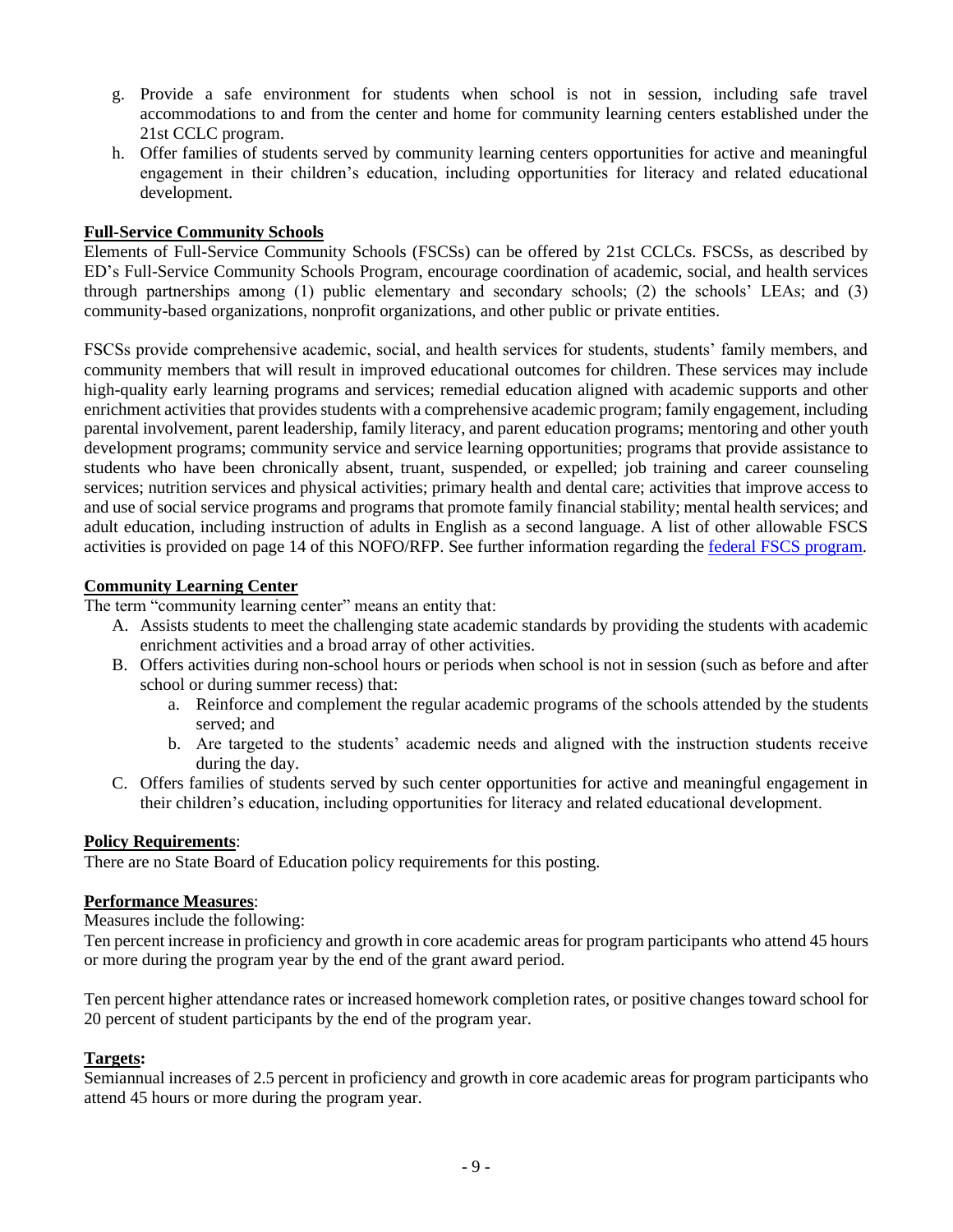g. Provide a safe environment for students when school is not in session, including safe travel accommodations to and from the center and home for community learning centers established under the 21st CCLC program.
h. Offer families of students served by community learning centers opportunities for active and meaningful engagement in their children's education, including opportunities for literacy and related educational development.

**Full-Service Community Schools**

Elements of Full-Service Community Schools (FSCSs) can be offered by 21st CCLCs. FSCSs, as described by ED's Full-Service Community Schools Program, encourage coordination of academic, social, and health services through partnerships among (1) public elementary and secondary schools; (2) the schools' LEAs; and (3) community-based organizations, nonprofit organizations, and other public or private entities.

FSCSs provide comprehensive academic, social, and health services for students, students' family members, and community members that will result in improved educational outcomes for children. These services may include high-quality early learning programs and services; remedial education aligned with academic supports and other enrichment activities that provides students with a comprehensive academic program; family engagement, including parental involvement, parent leadership, family literacy, and parent education programs; mentoring and other youth development programs; community service and service learning opportunities; programs that provide assistance to students who have been chronically absent, truant, suspended, or expelled; job training and career counseling services; nutrition services and physical activities; primary health and dental care; activities that improve access to and use of social service programs and programs that promote family financial stability; mental health services; and adult education, including instruction of adults in English as a second language. A list of other allowable FSCS activities is provided on page 14 of this NOFO/RFP. See further information regarding the federal FSCS program.

**Community Learning Center**

The term "community learning center" means an entity that:

A. Assists students to meet the challenging state academic standards by providing the students with academic enrichment activities and a broad array of other activities.
B. Offers activities during non-school hours or periods when school is not in session (such as before and after school or during summer recess) that:
    a. Reinforce and complement the regular academic programs of the schools attended by the students served; and
    b. Are targeted to the students' academic needs and aligned with the instruction students receive during the day.
C. Offers families of students served by such center opportunities for active and meaningful engagement in their children's education, including opportunities for literacy and related educational development.

**Policy Requirements**:

There are no State Board of Education policy requirements for this posting.

**Performance Measures**:

Measures include the following:

Ten percent increase in proficiency and growth in core academic areas for program participants who attend 45 hours or more during the program year by the end of the grant award period.

Ten percent higher attendance rates or increased homework completion rates, or positive changes toward school for 20 percent of student participants by the end of the program year.

**Targets:**

Semiannual increases of 2.5 percent in proficiency and growth in core academic areas for program participants who attend 45 hours or more during the program year.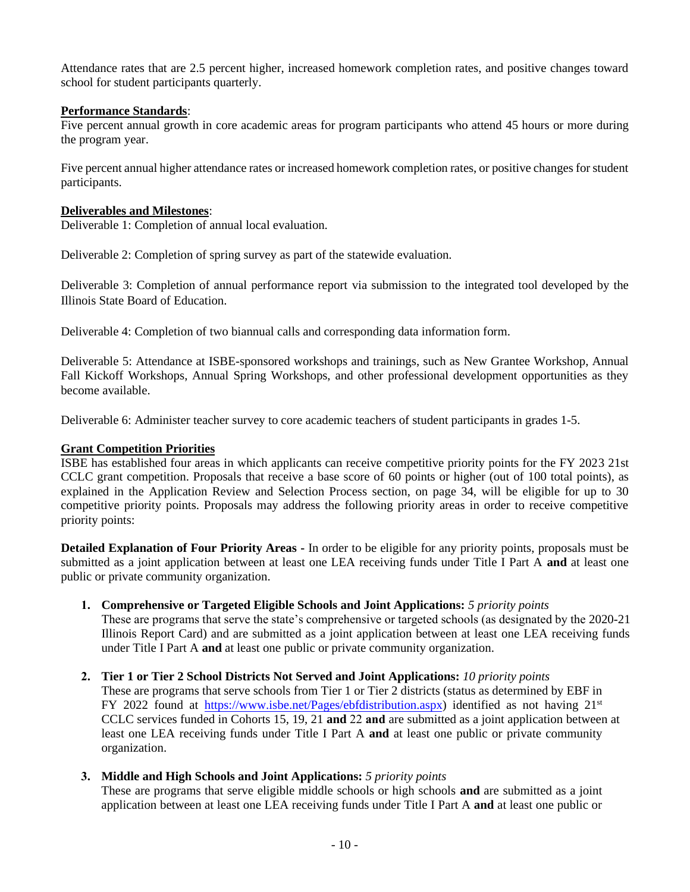Attendance rates that are 2.5 percent higher, increased homework completion rates, and positive changes toward school for student participants quarterly.

**Performance Standards**:

Five percent annual growth in core academic areas for program participants who attend 45 hours or more during the program year.

Five percent annual higher attendance rates or increased homework completion rates, or positive changes for student participants.

**Deliverables and Milestones**:

Deliverable 1: Completion of annual local evaluation.

Deliverable 2: Completion of spring survey as part of the statewide evaluation.

Deliverable 3: Completion of annual performance report via submission to the integrated tool developed by the Illinois State Board of Education.

Deliverable 4: Completion of two biannual calls and corresponding data information form.

Deliverable 5: Attendance at ISBE-sponsored workshops and trainings, such as New Grantee Workshop, Annual Fall Kickoff Workshops, Annual Spring Workshops, and other professional development opportunities as they become available.

Deliverable 6: Administer teacher survey to core academic teachers of student participants in grades 1-5.

**Grant Competition Priorities**

ISBE has established four areas in which applicants can receive competitive priority points for the FY 2023 21st CCLC grant competition. Proposals that receive a base score of 60 points or higher (out of 100 total points), as explained in the Application Review and Selection Process section, on page 34, will be eligible for up to 30 competitive priority points. Proposals may address the following priority areas in order to receive competitive priority points:

**Detailed Explanation of Four Priority Areas -** In order to be eligible for any priority points, proposals must be submitted as a joint application between at least one LEA receiving funds under Title I Part A **and** at least one public or private community organization.

1. **Comprehensive or Targeted Eligible Schools and Joint Applications:** *5 priority points*
   These are programs that serve the state's comprehensive or targeted schools (as designated by the 2020-21 Illinois Report Card) and are submitted as a joint application between at least one LEA receiving funds under Title I Part A **and** at least one public or private community organization.

2. **Tier 1 or Tier 2 School Districts Not Served and Joint Applications:** *10 priority points*
   These are programs that serve schools from Tier 1 or Tier 2 districts (status as determined by EBF in FY 2022 found at https://www.isbe.net/Pages/ebfdistribution.aspx) identified as not having 21st CCLC services funded in Cohorts 15, 19, 21 **and** 22 **and** are submitted as a joint application between at least one LEA receiving funds under Title I Part A **and** at least one public or private community organization.

3. **Middle and High Schools and Joint Applications:** *5 priority points*
   These are programs that serve eligible middle schools or high schools **and** are submitted as a joint application between at least one LEA receiving funds under Title I Part A **and** at least one public or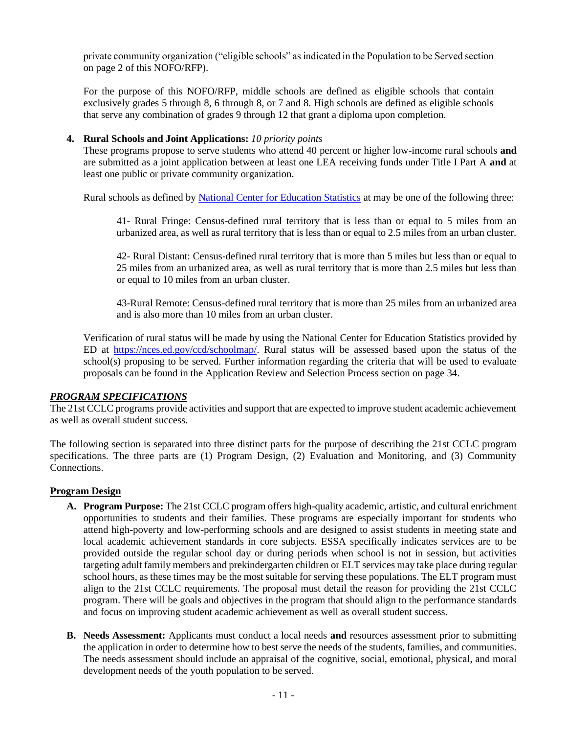private community organization ("eligible schools" as indicated in the Population to be Served section on page 2 of this NOFO/RFP).

For the purpose of this NOFO/RFP, middle schools are defined as eligible schools that contain exclusively grades 5 through 8, 6 through 8, or 7 and 8. High schools are defined as eligible schools that serve any combination of grades 9 through 12 that grant a diploma upon completion.

4. **Rural Schools and Joint Applications:** *10 priority points*
   These programs propose to serve students who attend 40 percent or higher low-income rural schools **and** are submitted as a joint application between at least one LEA receiving funds under Title I Part A **and** at least one public or private community organization.

   Rural schools as defined by [National Center for Education Statistics]() at may be one of the following three:

   > 41- Rural Fringe: Census-defined rural territory that is less than or equal to 5 miles from an urbanized area, as well as rural territory that is less than or equal to 2.5 miles from an urban cluster.
   >
   > 42- Rural Distant: Census-defined rural territory that is more than 5 miles but less than or equal to 25 miles from an urbanized area, as well as rural territory that is more than 2.5 miles but less than or equal to 10 miles from an urban cluster.
   >
   > 43-Rural Remote: Census-defined rural territory that is more than 25 miles from an urbanized area and is also more than 10 miles from an urban cluster.

   Verification of rural status will be made by using the National Center for Education Statistics provided by ED at [https://nces.ed.gov/ccd/schoolmap/](https://nces.ed.gov/ccd/schoolmap/). Rural status will be assessed based upon the status of the school(s) proposing to be served. Further information regarding the criteria that will be used to evaluate proposals can be found in the Application Review and Selection Process section on page 34.

## ***PROGRAM SPECIFICATIONS***

The 21st CCLC programs provide activities and support that are expected to improve student academic achievement as well as overall student success.

The following section is separated into three distinct parts for the purpose of describing the 21st CCLC program specifications. The three parts are (1) Program Design, (2) Evaluation and Monitoring, and (3) Community Connections.

### **Program Design**

A. **Program Purpose:** The 21st CCLC program offers high-quality academic, artistic, and cultural enrichment opportunities to students and their families. These programs are especially important for students who attend high-poverty and low-performing schools and are designed to assist students in meeting state and local academic achievement standards in core subjects. ESSA specifically indicates services are to be provided outside the regular school day or during periods when school is not in session, but activities targeting adult family members and prekindergarten children or ELT services may take place during regular school hours, as these times may be the most suitable for serving these populations. The ELT program must align to the 21st CCLC requirements. The proposal must detail the reason for providing the 21st CCLC program. There will be goals and objectives in the program that should align to the performance standards and focus on improving student academic achievement as well as overall student success.

B. **Needs Assessment:** Applicants must conduct a local needs **and** resources assessment prior to submitting the application in order to determine how to best serve the needs of the students, families, and communities. The needs assessment should include an appraisal of the cognitive, social, emotional, physical, and moral development needs of the youth population to be served.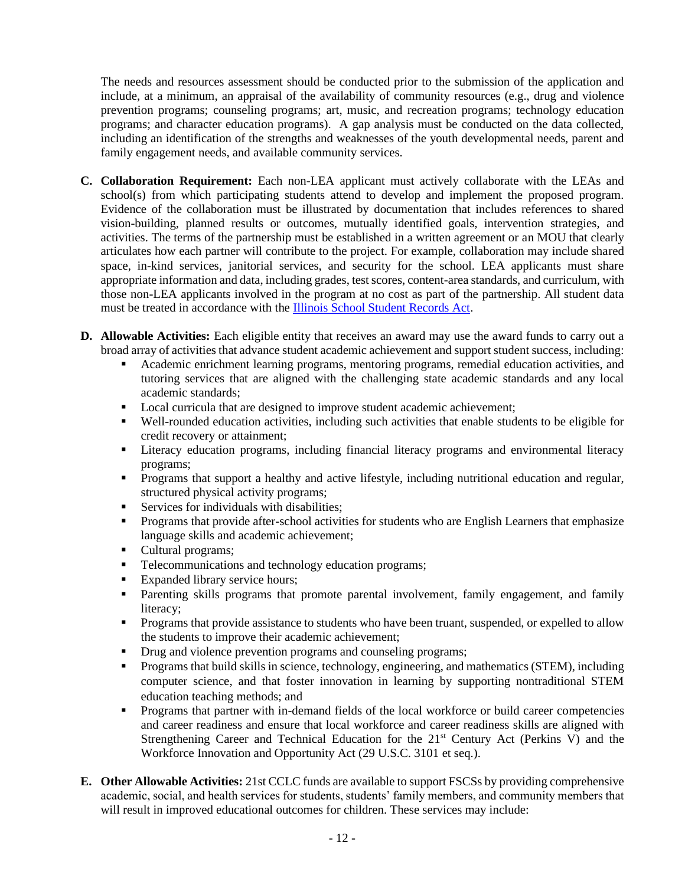The needs and resources assessment should be conducted prior to the submission of the application and include, at a minimum, an appraisal of the availability of community resources (e.g., drug and violence prevention programs; counseling programs; art, music, and recreation programs; technology education programs; and character education programs). A gap analysis must be conducted on the data collected, including an identification of the strengths and weaknesses of the youth developmental needs, parent and family engagement needs, and available community services.

**C. Collaboration Requirement:** Each non-LEA applicant must actively collaborate with the LEAs and school(s) from which participating students attend to develop and implement the proposed program. Evidence of the collaboration must be illustrated by documentation that includes references to shared vision-building, planned results or outcomes, mutually identified goals, intervention strategies, and activities. The terms of the partnership must be established in a written agreement or an MOU that clearly articulates how each partner will contribute to the project. For example, collaboration may include shared space, in-kind services, janitorial services, and security for the school. LEA applicants must share appropriate information and data, including grades, test scores, content-area standards, and curriculum, with those non-LEA applicants involved in the program at no cost as part of the partnership. All student data must be treated in accordance with the Illinois School Student Records Act.

**D. Allowable Activities:** Each eligible entity that receives an award may use the award funds to carry out a broad array of activities that advance student academic achievement and support student success, including:

- Academic enrichment learning programs, mentoring programs, remedial education activities, and tutoring services that are aligned with the challenging state academic standards and any local academic standards;
- Local curricula that are designed to improve student academic achievement;
- Well-rounded education activities, including such activities that enable students to be eligible for credit recovery or attainment;
- Literacy education programs, including financial literacy programs and environmental literacy programs;
- Programs that support a healthy and active lifestyle, including nutritional education and regular, structured physical activity programs;
- Services for individuals with disabilities;
- Programs that provide after-school activities for students who are English Learners that emphasize language skills and academic achievement;
- Cultural programs;
- Telecommunications and technology education programs;
- Expanded library service hours;
- Parenting skills programs that promote parental involvement, family engagement, and family literacy;
- Programs that provide assistance to students who have been truant, suspended, or expelled to allow the students to improve their academic achievement;
- Drug and violence prevention programs and counseling programs;
- Programs that build skills in science, technology, engineering, and mathematics (STEM), including computer science, and that foster innovation in learning by supporting nontraditional STEM education teaching methods; and
- Programs that partner with in-demand fields of the local workforce or build career competencies and career readiness and ensure that local workforce and career readiness skills are aligned with Strengthening Career and Technical Education for the 21st Century Act (Perkins V) and the Workforce Innovation and Opportunity Act (29 U.S.C. 3101 et seq.).

**E. Other Allowable Activities:** 21st CCLC funds are available to support FSCSs by providing comprehensive academic, social, and health services for students, students' family members, and community members that will result in improved educational outcomes for children. These services may include: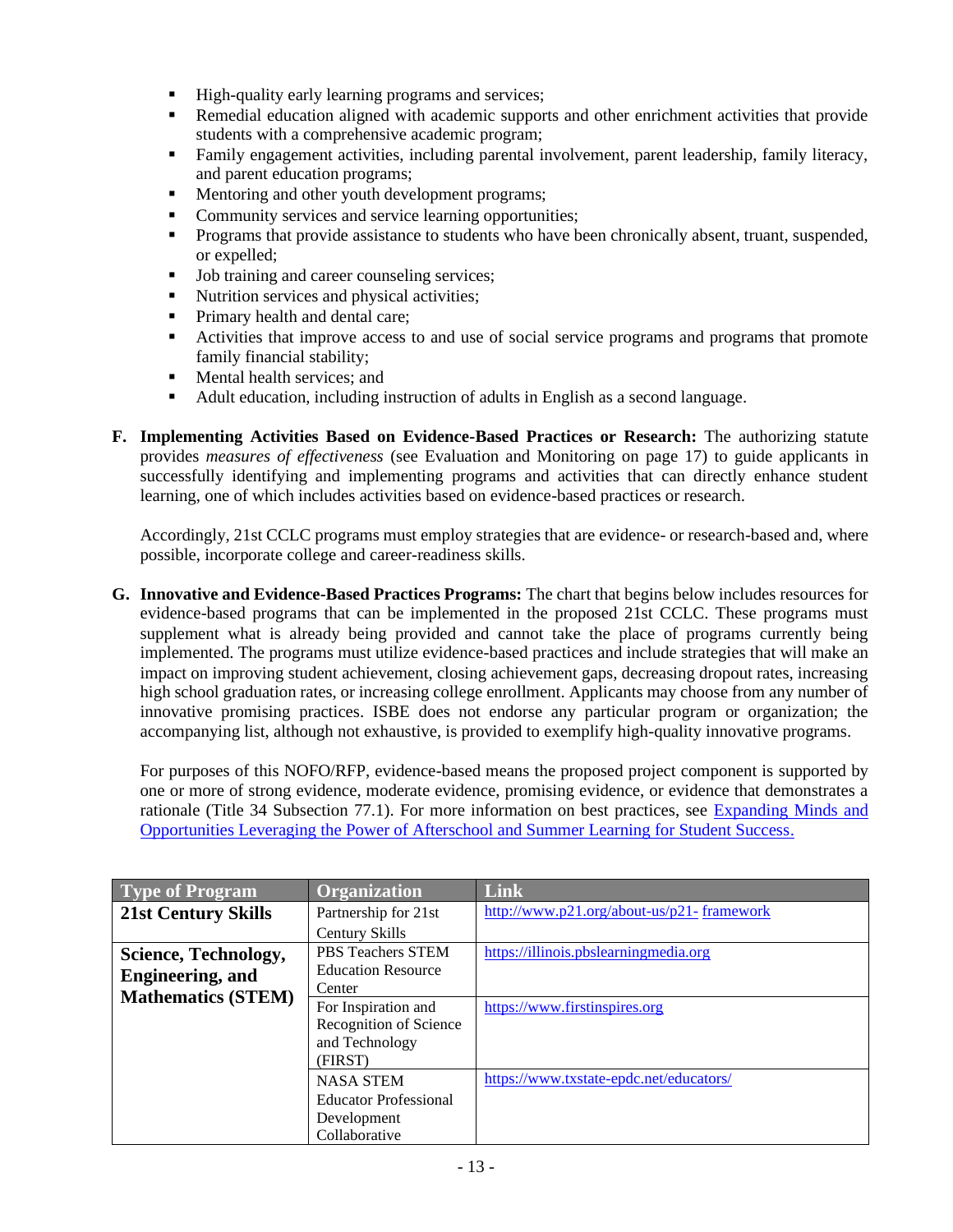- High-quality early learning programs and services;
- Remedial education aligned with academic supports and other enrichment activities that provide students with a comprehensive academic program;
- Family engagement activities, including parental involvement, parent leadership, family literacy, and parent education programs;
- Mentoring and other youth development programs;
- Community services and service learning opportunities;
- Programs that provide assistance to students who have been chronically absent, truant, suspended, or expelled;
- Job training and career counseling services;
- Nutrition services and physical activities;
- Primary health and dental care;
- Activities that improve access to and use of social service programs and programs that promote family financial stability;
- Mental health services; and
- Adult education, including instruction of adults in English as a second language.

**F. Implementing Activities Based on Evidence-Based Practices or Research:** The authorizing statute provides *measures of effectiveness* (see Evaluation and Monitoring on page 17) to guide applicants in successfully identifying and implementing programs and activities that can directly enhance student learning, one of which includes activities based on evidence-based practices or research.

Accordingly, 21st CCLC programs must employ strategies that are evidence- or research-based and, where possible, incorporate college and career-readiness skills.

**G. Innovative and Evidence-Based Practices Programs:** The chart that begins below includes resources for evidence-based programs that can be implemented in the proposed 21st CCLC. These programs must supplement what is already being provided and cannot take the place of programs currently being implemented. The programs must utilize evidence-based practices and include strategies that will make an impact on improving student achievement, closing achievement gaps, decreasing dropout rates, increasing high school graduation rates, or increasing college enrollment. Applicants may choose from any number of innovative promising practices. ISBE does not endorse any particular program or organization; the accompanying list, although not exhaustive, is provided to exemplify high-quality innovative programs.

For purposes of this NOFO/RFP, evidence-based means the proposed project component is supported by one or more of strong evidence, moderate evidence, promising evidence, or evidence that demonstrates a rationale (Title 34 Subsection 77.1). For more information on best practices, see Expanding Minds and Opportunities Leveraging the Power of Afterschool and Summer Learning for Student Success.

| Type of Program | Organization | Link |
|---|---|---|
| **21st Century Skills** | Partnership for 21st Century Skills | http://www.p21.org/about-us/p21- framework |
| **Science, Technology, Engineering, and Mathematics (STEM)** | PBS Teachers STEM Education Resource Center | https://illinois.pbslearningmedia.org |
| | For Inspiration and Recognition of Science and Technology (FIRST) | https://www.firstinspires.org |
| | NASA STEM Educator Professional Development Collaborative | https://www.txstate-epdc.net/educators/ |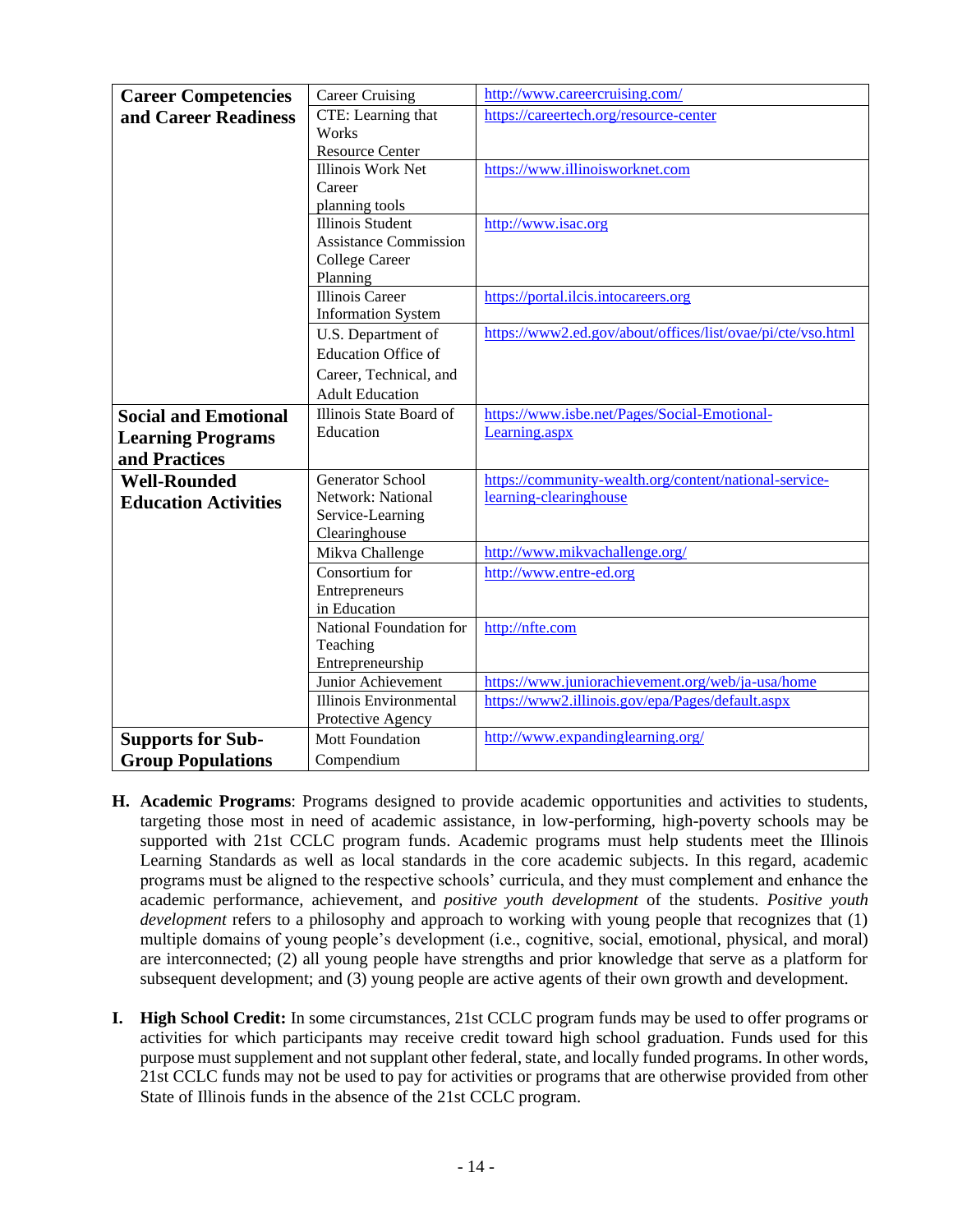| | | |
|---|---|---|
| **Career Competencies and Career Readiness** | Career Cruising | http://www.careercruising.com/ |
| | CTE: Learning that Works Resource Center | https://careertech.org/resource-center |
| | Illinois Work Net Career planning tools | https://www.illinoisworknet.com |
| | Illinois Student Assistance Commission College Career Planning | http://www.isac.org |
| | Illinois Career Information System | https://portal.ilcis.intocareers.org |
| | U.S. Department of Education Office of Career, Technical, and Adult Education | https://www2.ed.gov/about/offices/list/ovae/pi/cte/vso.html |
| **Social and Emotional Learning Programs and Practices** | Illinois State Board of Education | https://www.isbe.net/Pages/Social-Emotional-Learning.aspx |
| **Well-Rounded Education Activities** | Generator School Network: National Service-Learning Clearinghouse | https://community-wealth.org/content/national-service-learning-clearinghouse |
| | Mikva Challenge | http://www.mikvachallenge.org/ |
| | Consortium for Entrepreneurs in Education | http://www.entre-ed.org |
| | National Foundation for Teaching Entrepreneurship | http://nfte.com |
| | Junior Achievement | https://www.juniorachievement.org/web/ja-usa/home |
| | Illinois Environmental Protective Agency | https://www2.illinois.gov/epa/Pages/default.aspx |
| **Supports for Sub-Group Populations** | Mott Foundation Compendium | http://www.expandinglearning.org/ |

**H. Academic Programs**: Programs designed to provide academic opportunities and activities to students, targeting those most in need of academic assistance, in low-performing, high-poverty schools may be supported with 21st CCLC program funds. Academic programs must help students meet the Illinois Learning Standards as well as local standards in the core academic subjects. In this regard, academic programs must be aligned to the respective schools' curricula, and they must complement and enhance the academic performance, achievement, and *positive youth development* of the students. *Positive youth development* refers to a philosophy and approach to working with young people that recognizes that (1) multiple domains of young people's development (i.e., cognitive, social, emotional, physical, and moral) are interconnected; (2) all young people have strengths and prior knowledge that serve as a platform for subsequent development; and (3) young people are active agents of their own growth and development.

**I. High School Credit:** In some circumstances, 21st CCLC program funds may be used to offer programs or activities for which participants may receive credit toward high school graduation. Funds used for this purpose must supplement and not supplant other federal, state, and locally funded programs. In other words, 21st CCLC funds may not be used to pay for activities or programs that are otherwise provided from other State of Illinois funds in the absence of the 21st CCLC program.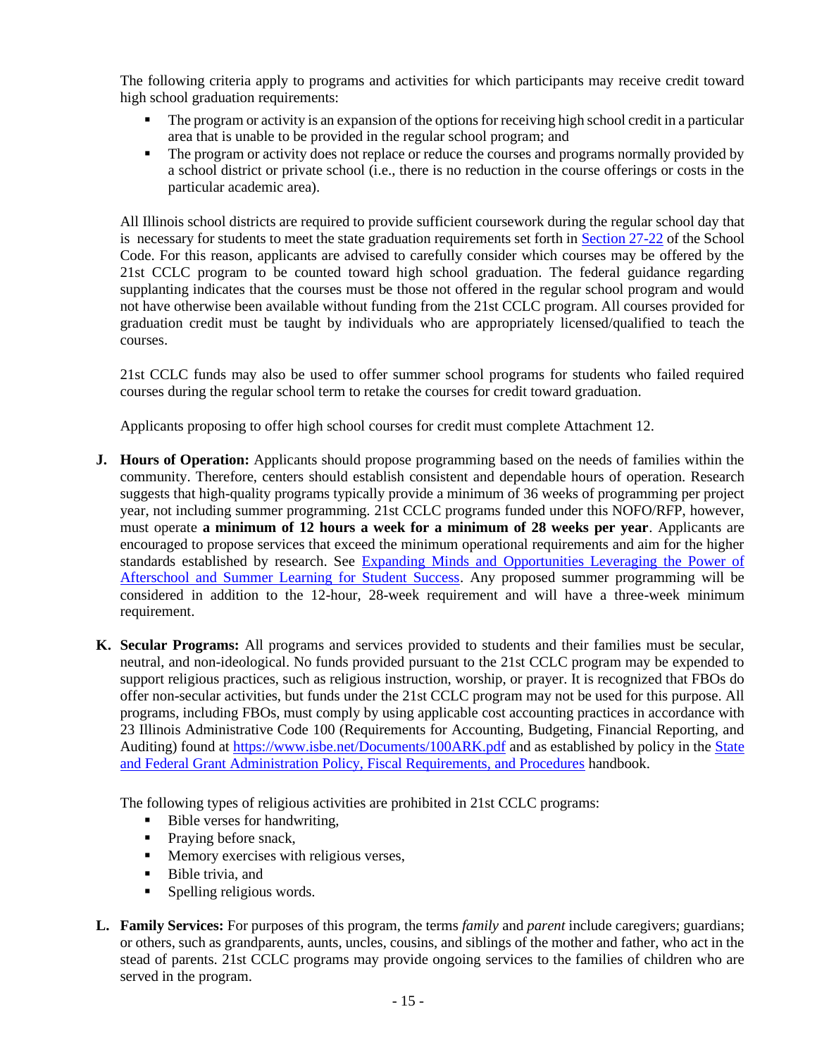The following criteria apply to programs and activities for which participants may receive credit toward high school graduation requirements:

- The program or activity is an expansion of the options for receiving high school credit in a particular area that is unable to be provided in the regular school program; and
- The program or activity does not replace or reduce the courses and programs normally provided by a school district or private school (i.e., there is no reduction in the course offerings or costs in the particular academic area).

All Illinois school districts are required to provide sufficient coursework during the regular school day that is necessary for students to meet the state graduation requirements set forth in Section 27-22 of the School Code. For this reason, applicants are advised to carefully consider which courses may be offered by the 21st CCLC program to be counted toward high school graduation. The federal guidance regarding supplanting indicates that the courses must be those not offered in the regular school program and would not have otherwise been available without funding from the 21st CCLC program. All courses provided for graduation credit must be taught by individuals who are appropriately licensed/qualified to teach the courses.

21st CCLC funds may also be used to offer summer school programs for students who failed required courses during the regular school term to retake the courses for credit toward graduation.

Applicants proposing to offer high school courses for credit must complete Attachment 12.

**J. Hours of Operation:** Applicants should propose programming based on the needs of families within the community. Therefore, centers should establish consistent and dependable hours of operation. Research suggests that high-quality programs typically provide a minimum of 36 weeks of programming per project year, not including summer programming. 21st CCLC programs funded under this NOFO/RFP, however, must operate **a minimum of 12 hours a week for a minimum of 28 weeks per year**. Applicants are encouraged to propose services that exceed the minimum operational requirements and aim for the higher standards established by research. See Expanding Minds and Opportunities Leveraging the Power of Afterschool and Summer Learning for Student Success. Any proposed summer programming will be considered in addition to the 12-hour, 28-week requirement and will have a three-week minimum requirement.

**K. Secular Programs:** All programs and services provided to students and their families must be secular, neutral, and non-ideological. No funds provided pursuant to the 21st CCLC program may be expended to support religious practices, such as religious instruction, worship, or prayer. It is recognized that FBOs do offer non-secular activities, but funds under the 21st CCLC program may not be used for this purpose. All programs, including FBOs, must comply by using applicable cost accounting practices in accordance with 23 Illinois Administrative Code 100 (Requirements for Accounting, Budgeting, Financial Reporting, and Auditing) found at https://www.isbe.net/Documents/100ARK.pdf and as established by policy in the State and Federal Grant Administration Policy, Fiscal Requirements, and Procedures handbook.

The following types of religious activities are prohibited in 21st CCLC programs:

- Bible verses for handwriting,
- Praying before snack,
- Memory exercises with religious verses,
- Bible trivia, and
- Spelling religious words.

**L. Family Services:** For purposes of this program, the terms *family* and *parent* include caregivers; guardians; or others, such as grandparents, aunts, uncles, cousins, and siblings of the mother and father, who act in the stead of parents. 21st CCLC programs may provide ongoing services to the families of children who are served in the program.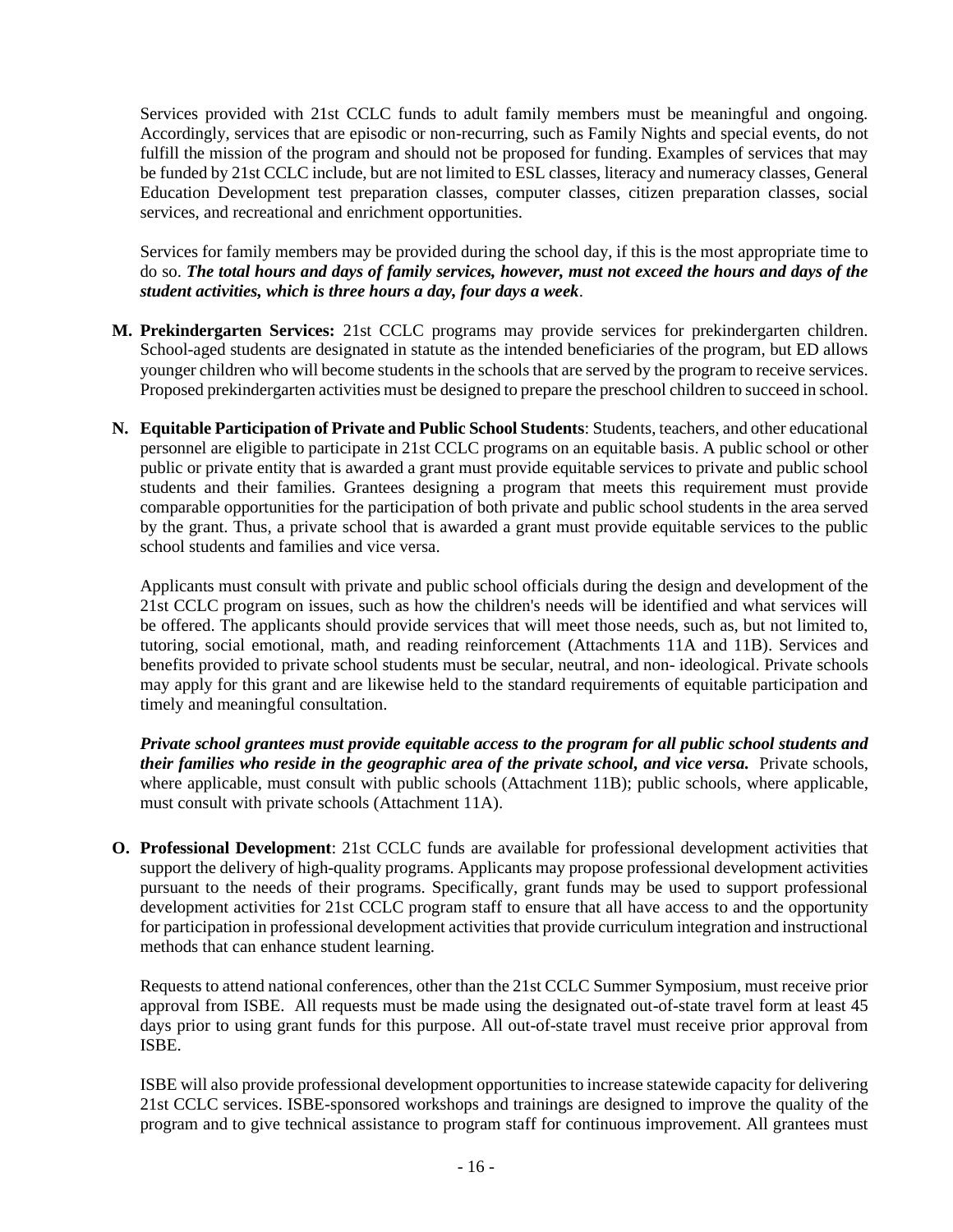Services provided with 21st CCLC funds to adult family members must be meaningful and ongoing. Accordingly, services that are episodic or non-recurring, such as Family Nights and special events, do not fulfill the mission of the program and should not be proposed for funding. Examples of services that may be funded by 21st CCLC include, but are not limited to ESL classes, literacy and numeracy classes, General Education Development test preparation classes, computer classes, citizen preparation classes, social services, and recreational and enrichment opportunities.

Services for family members may be provided during the school day, if this is the most appropriate time to do so. ***The total hours and days of family services, however, must not exceed the hours and days of the student activities, which is three hours a day, four days a week***.

**M. Prekindergarten Services:** 21st CCLC programs may provide services for prekindergarten children. School-aged students are designated in statute as the intended beneficiaries of the program, but ED allows younger children who will become students in the schools that are served by the program to receive services. Proposed prekindergarten activities must be designed to prepare the preschool children to succeed in school.

**N. Equitable Participation of Private and Public School Students**: Students, teachers, and other educational personnel are eligible to participate in 21st CCLC programs on an equitable basis. A public school or other public or private entity that is awarded a grant must provide equitable services to private and public school students and their families. Grantees designing a program that meets this requirement must provide comparable opportunities for the participation of both private and public school students in the area served by the grant. Thus, a private school that is awarded a grant must provide equitable services to the public school students and families and vice versa.

Applicants must consult with private and public school officials during the design and development of the 21st CCLC program on issues, such as how the children's needs will be identified and what services will be offered. The applicants should provide services that will meet those needs, such as, but not limited to, tutoring, social emotional, math, and reading reinforcement (Attachments 11A and 11B). Services and benefits provided to private school students must be secular, neutral, and non- ideological. Private schools may apply for this grant and are likewise held to the standard requirements of equitable participation and timely and meaningful consultation.

***Private school grantees must provide equitable access to the program for all public school students and their families who reside in the geographic area of the private school, and vice versa.*** Private schools, where applicable, must consult with public schools (Attachment 11B); public schools, where applicable, must consult with private schools (Attachment 11A).

**O. Professional Development**: 21st CCLC funds are available for professional development activities that support the delivery of high-quality programs. Applicants may propose professional development activities pursuant to the needs of their programs. Specifically, grant funds may be used to support professional development activities for 21st CCLC program staff to ensure that all have access to and the opportunity for participation in professional development activities that provide curriculum integration and instructional methods that can enhance student learning.

Requests to attend national conferences, other than the 21st CCLC Summer Symposium, must receive prior approval from ISBE. All requests must be made using the designated out-of-state travel form at least 45 days prior to using grant funds for this purpose. All out-of-state travel must receive prior approval from ISBE.

ISBE will also provide professional development opportunities to increase statewide capacity for delivering 21st CCLC services. ISBE-sponsored workshops and trainings are designed to improve the quality of the program and to give technical assistance to program staff for continuous improvement. All grantees must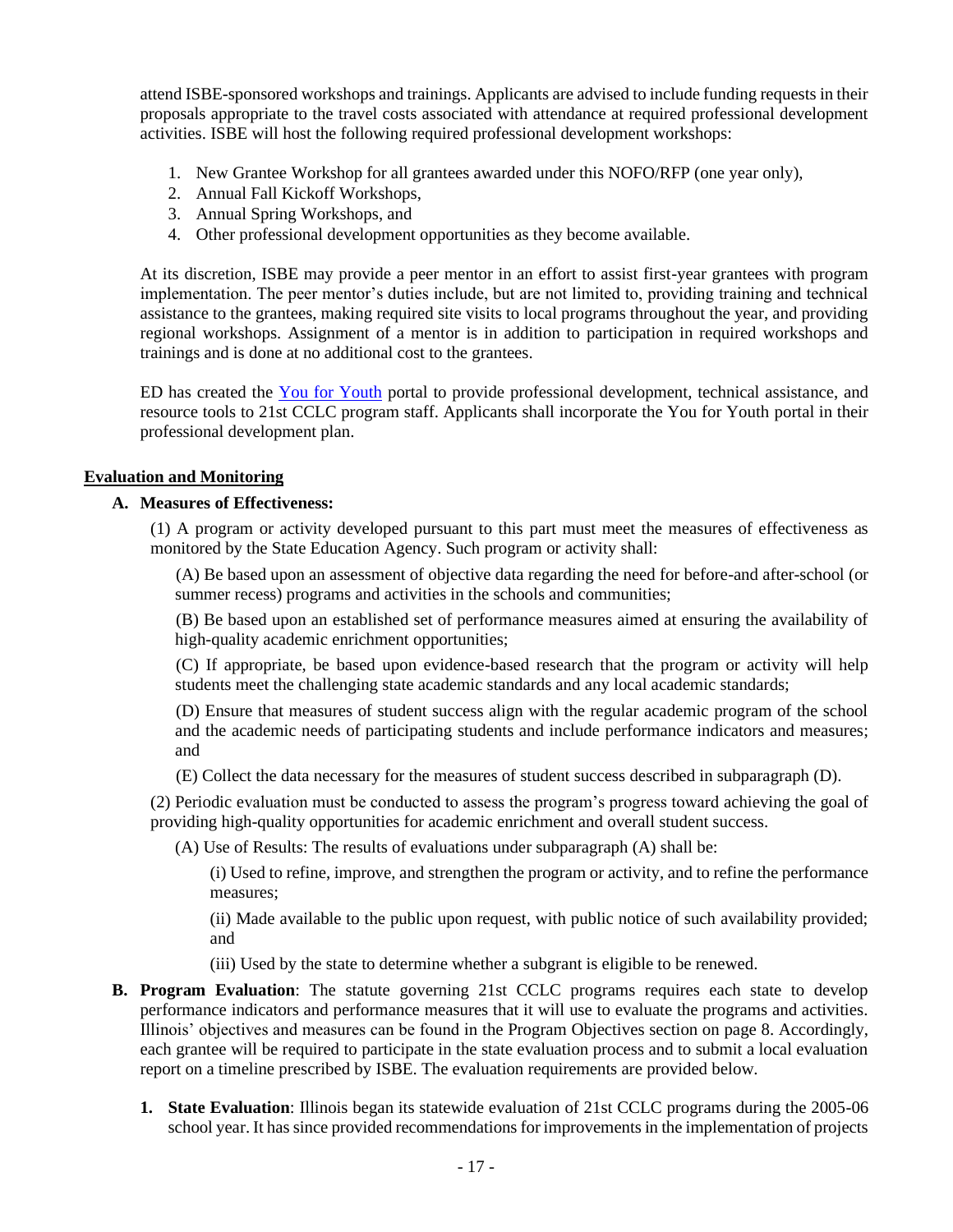attend ISBE-sponsored workshops and trainings. Applicants are advised to include funding requests in their proposals appropriate to the travel costs associated with attendance at required professional development activities. ISBE will host the following required professional development workshops:

1. New Grantee Workshop for all grantees awarded under this NOFO/RFP (one year only),
2. Annual Fall Kickoff Workshops,
3. Annual Spring Workshops, and
4. Other professional development opportunities as they become available.

At its discretion, ISBE may provide a peer mentor in an effort to assist first-year grantees with program implementation. The peer mentor's duties include, but are not limited to, providing training and technical assistance to the grantees, making required site visits to local programs throughout the year, and providing regional workshops. Assignment of a mentor is in addition to participation in required workshops and trainings and is done at no additional cost to the grantees.

ED has created the [You for Youth](#) portal to provide professional development, technical assistance, and resource tools to 21st CCLC program staff. Applicants shall incorporate the You for Youth portal in their professional development plan.

## Evaluation and Monitoring

**A. Measures of Effectiveness:**

(1) A program or activity developed pursuant to this part must meet the measures of effectiveness as monitored by the State Education Agency. Such program or activity shall:

(A) Be based upon an assessment of objective data regarding the need for before-and after-school (or summer recess) programs and activities in the schools and communities;

(B) Be based upon an established set of performance measures aimed at ensuring the availability of high-quality academic enrichment opportunities;

(C) If appropriate, be based upon evidence-based research that the program or activity will help students meet the challenging state academic standards and any local academic standards;

(D) Ensure that measures of student success align with the regular academic program of the school and the academic needs of participating students and include performance indicators and measures; and

(E) Collect the data necessary for the measures of student success described in subparagraph (D).

(2) Periodic evaluation must be conducted to assess the program's progress toward achieving the goal of providing high-quality opportunities for academic enrichment and overall student success.

(A) Use of Results: The results of evaluations under subparagraph (A) shall be:

(i) Used to refine, improve, and strengthen the program or activity, and to refine the performance measures;

(ii) Made available to the public upon request, with public notice of such availability provided; and

(iii) Used by the state to determine whether a subgrant is eligible to be renewed.

**B. Program Evaluation**: The statute governing 21st CCLC programs requires each state to develop performance indicators and performance measures that it will use to evaluate the programs and activities. Illinois' objectives and measures can be found in the Program Objectives section on page 8. Accordingly, each grantee will be required to participate in the state evaluation process and to submit a local evaluation report on a timeline prescribed by ISBE. The evaluation requirements are provided below.

1. **State Evaluation**: Illinois began its statewide evaluation of 21st CCLC programs during the 2005-06 school year. It has since provided recommendations for improvements in the implementation of projects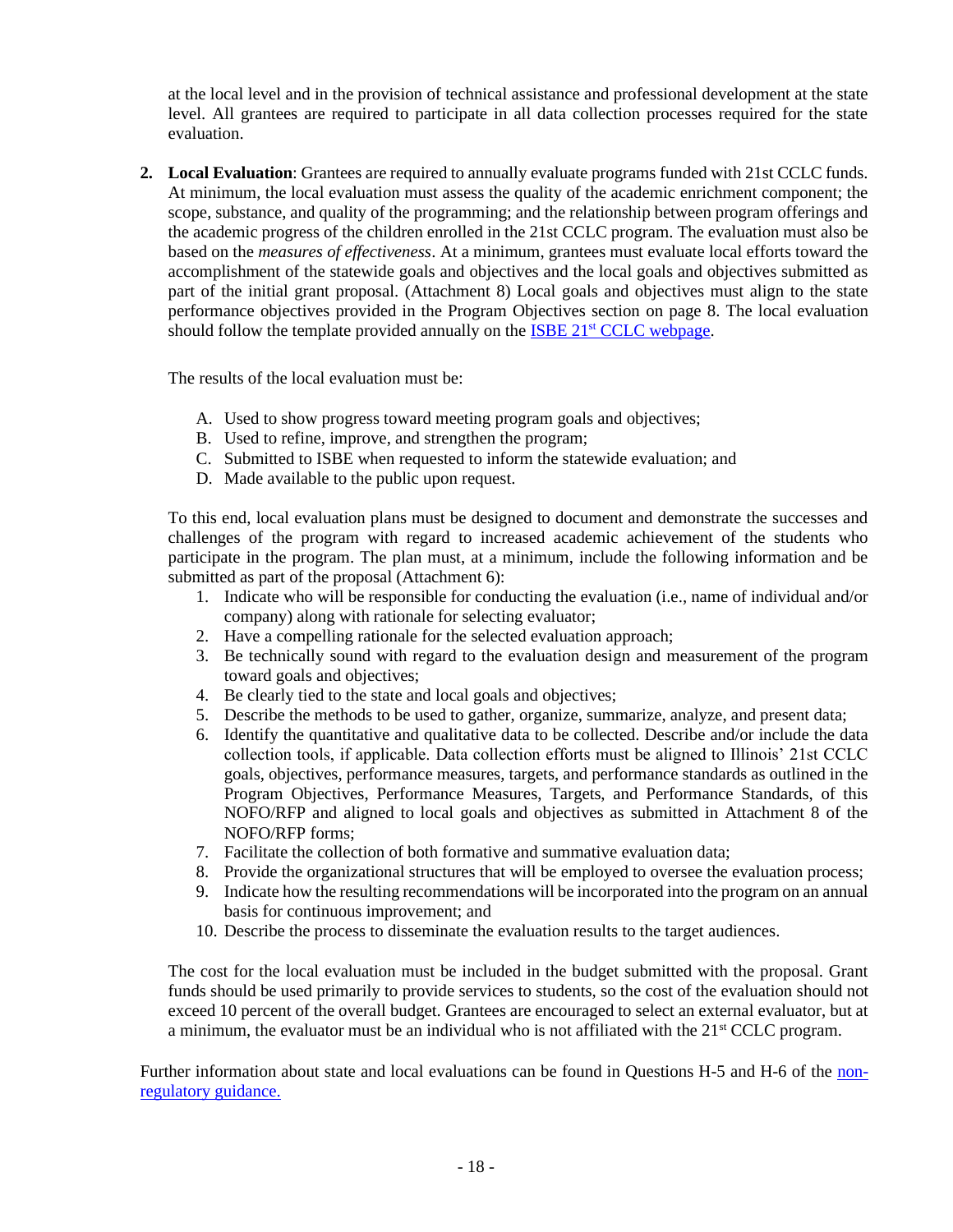at the local level and in the provision of technical assistance and professional development at the state level. All grantees are required to participate in all data collection processes required for the state evaluation.

2. **Local Evaluation**: Grantees are required to annually evaluate programs funded with 21st CCLC funds. At minimum, the local evaluation must assess the quality of the academic enrichment component; the scope, substance, and quality of the programming; and the relationship between program offerings and the academic progress of the children enrolled in the 21st CCLC program. The evaluation must also be based on the *measures of effectiveness*. At a minimum, grantees must evaluate local efforts toward the accomplishment of the statewide goals and objectives and the local goals and objectives submitted as part of the initial grant proposal. (Attachment 8) Local goals and objectives must align to the state performance objectives provided in the Program Objectives section on page 8. The local evaluation should follow the template provided annually on the [ISBE 21st CCLC webpage](ISBE 21st CCLC webpage).

   The results of the local evaluation must be:

   A. Used to show progress toward meeting program goals and objectives;
   B. Used to refine, improve, and strengthen the program;
   C. Submitted to ISBE when requested to inform the statewide evaluation; and
   D. Made available to the public upon request.

   To this end, local evaluation plans must be designed to document and demonstrate the successes and challenges of the program with regard to increased academic achievement of the students who participate in the program. The plan must, at a minimum, include the following information and be submitted as part of the proposal (Attachment 6):

   1. Indicate who will be responsible for conducting the evaluation (i.e., name of individual and/or company) along with rationale for selecting evaluator;
   2. Have a compelling rationale for the selected evaluation approach;
   3. Be technically sound with regard to the evaluation design and measurement of the program toward goals and objectives;
   4. Be clearly tied to the state and local goals and objectives;
   5. Describe the methods to be used to gather, organize, summarize, analyze, and present data;
   6. Identify the quantitative and qualitative data to be collected. Describe and/or include the data collection tools, if applicable. Data collection efforts must be aligned to Illinois' 21st CCLC goals, objectives, performance measures, targets, and performance standards as outlined in the Program Objectives, Performance Measures, Targets, and Performance Standards, of this NOFO/RFP and aligned to local goals and objectives as submitted in Attachment 8 of the NOFO/RFP forms;
   7. Facilitate the collection of both formative and summative evaluation data;
   8. Provide the organizational structures that will be employed to oversee the evaluation process;
   9. Indicate how the resulting recommendations will be incorporated into the program on an annual basis for continuous improvement; and
   10. Describe the process to disseminate the evaluation results to the target audiences.

   The cost for the local evaluation must be included in the budget submitted with the proposal. Grant funds should be used primarily to provide services to students, so the cost of the evaluation should not exceed 10 percent of the overall budget. Grantees are encouraged to select an external evaluator, but at a minimum, the evaluator must be an individual who is not affiliated with the 21st CCLC program.

Further information about state and local evaluations can be found in Questions H-5 and H-6 of the [non-regulatory guidance.](non-regulatory guidance)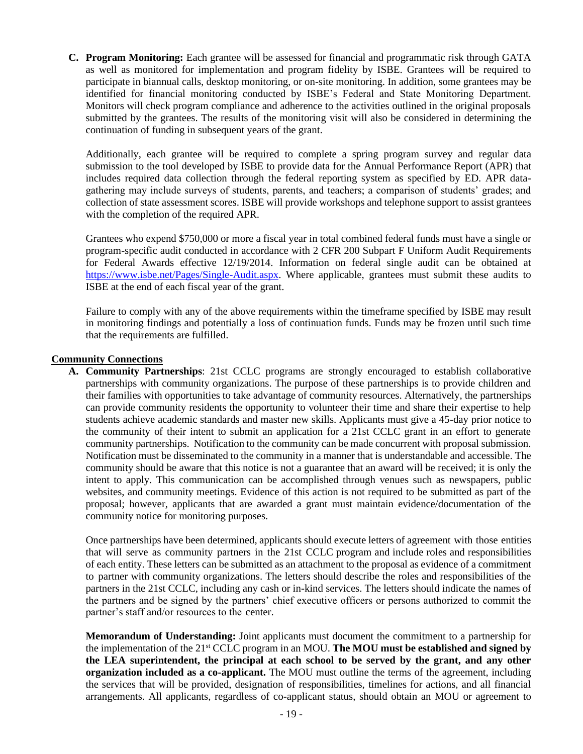**C. Program Monitoring:** Each grantee will be assessed for financial and programmatic risk through GATA as well as monitored for implementation and program fidelity by ISBE. Grantees will be required to participate in biannual calls, desktop monitoring, or on-site monitoring. In addition, some grantees may be identified for financial monitoring conducted by ISBE's Federal and State Monitoring Department. Monitors will check program compliance and adherence to the activities outlined in the original proposals submitted by the grantees. The results of the monitoring visit will also be considered in determining the continuation of funding in subsequent years of the grant.

Additionally, each grantee will be required to complete a spring program survey and regular data submission to the tool developed by ISBE to provide data for the Annual Performance Report (APR) that includes required data collection through the federal reporting system as specified by ED. APR data-gathering may include surveys of students, parents, and teachers; a comparison of students' grades; and collection of state assessment scores. ISBE will provide workshops and telephone support to assist grantees with the completion of the required APR.

Grantees who expend $750,000 or more a fiscal year in total combined federal funds must have a single or program-specific audit conducted in accordance with 2 CFR 200 Subpart F Uniform Audit Requirements for Federal Awards effective 12/19/2014. Information on federal single audit can be obtained at https://www.isbe.net/Pages/Single-Audit.aspx. Where applicable, grantees must submit these audits to ISBE at the end of each fiscal year of the grant.

Failure to comply with any of the above requirements within the timeframe specified by ISBE may result in monitoring findings and potentially a loss of continuation funds. Funds may be frozen until such time that the requirements are fulfilled.

## Community Connections

**A. Community Partnerships**: 21st CCLC programs are strongly encouraged to establish collaborative partnerships with community organizations. The purpose of these partnerships is to provide children and their families with opportunities to take advantage of community resources. Alternatively, the partnerships can provide community residents the opportunity to volunteer their time and share their expertise to help students achieve academic standards and master new skills. Applicants must give a 45-day prior notice to the community of their intent to submit an application for a 21st CCLC grant in an effort to generate community partnerships. Notification to the community can be made concurrent with proposal submission. Notification must be disseminated to the community in a manner that is understandable and accessible. The community should be aware that this notice is not a guarantee that an award will be received; it is only the intent to apply. This communication can be accomplished through venues such as newspapers, public websites, and community meetings. Evidence of this action is not required to be submitted as part of the proposal; however, applicants that are awarded a grant must maintain evidence/documentation of the community notice for monitoring purposes.

Once partnerships have been determined, applicants should execute letters of agreement with those entities that will serve as community partners in the 21st CCLC program and include roles and responsibilities of each entity. These letters can be submitted as an attachment to the proposal as evidence of a commitment to partner with community organizations. The letters should describe the roles and responsibilities of the partners in the 21st CCLC, including any cash or in-kind services. The letters should indicate the names of the partners and be signed by the partners' chief executive officers or persons authorized to commit the partner's staff and/or resources to the center.

**Memorandum of Understanding:** Joint applicants must document the commitment to a partnership for the implementation of the 21st CCLC program in an MOU. **The MOU must be established and signed by the LEA superintendent, the principal at each school to be served by the grant, and any other organization included as a co-applicant.** The MOU must outline the terms of the agreement, including the services that will be provided, designation of responsibilities, timelines for actions, and all financial arrangements. All applicants, regardless of co-applicant status, should obtain an MOU or agreement to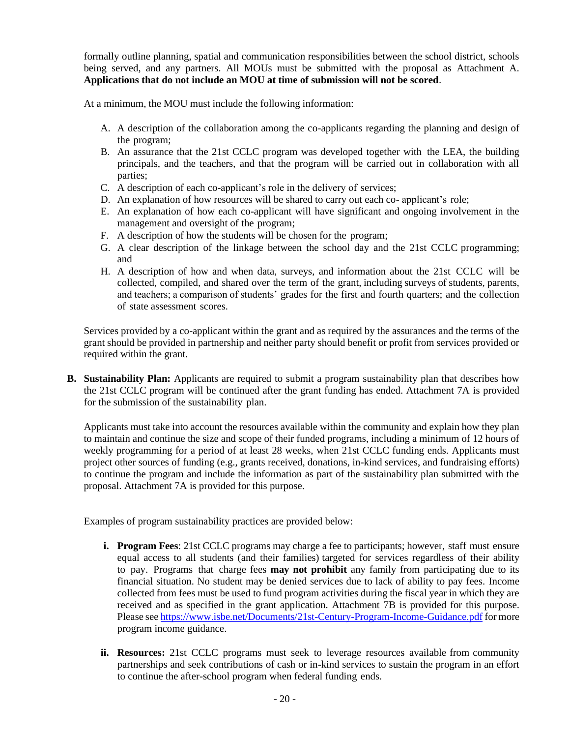formally outline planning, spatial and communication responsibilities between the school district, schools being served, and any partners. All MOUs must be submitted with the proposal as Attachment A. **Applications that do not include an MOU at time of submission will not be scored**.

At a minimum, the MOU must include the following information:

A. A description of the collaboration among the co-applicants regarding the planning and design of the program;
B. An assurance that the 21st CCLC program was developed together with the LEA, the building principals, and the teachers, and that the program will be carried out in collaboration with all parties;
C. A description of each co-applicant's role in the delivery of services;
D. An explanation of how resources will be shared to carry out each co- applicant's role;
E. An explanation of how each co-applicant will have significant and ongoing involvement in the management and oversight of the program;
F. A description of how the students will be chosen for the program;
G. A clear description of the linkage between the school day and the 21st CCLC programming; and
H. A description of how and when data, surveys, and information about the 21st CCLC will be collected, compiled, and shared over the term of the grant, including surveys of students, parents, and teachers; a comparison of students' grades for the first and fourth quarters; and the collection of state assessment scores.

Services provided by a co-applicant within the grant and as required by the assurances and the terms of the grant should be provided in partnership and neither party should benefit or profit from services provided or required within the grant.

**B. Sustainability Plan:** Applicants are required to submit a program sustainability plan that describes how the 21st CCLC program will be continued after the grant funding has ended. Attachment 7A is provided for the submission of the sustainability plan.

Applicants must take into account the resources available within the community and explain how they plan to maintain and continue the size and scope of their funded programs, including a minimum of 12 hours of weekly programming for a period of at least 28 weeks, when 21st CCLC funding ends. Applicants must project other sources of funding (e.g., grants received, donations, in-kind services, and fundraising efforts) to continue the program and include the information as part of the sustainability plan submitted with the proposal. Attachment 7A is provided for this purpose.

Examples of program sustainability practices are provided below:

i. **Program Fees**: 21st CCLC programs may charge a fee to participants; however, staff must ensure equal access to all students (and their families) targeted for services regardless of their ability to pay. Programs that charge fees **may not prohibit** any family from participating due to its financial situation. No student may be denied services due to lack of ability to pay fees. Income collected from fees must be used to fund program activities during the fiscal year in which they are received and as specified in the grant application. Attachment 7B is provided for this purpose. Please see https://www.isbe.net/Documents/21st-Century-Program-Income-Guidance.pdf for more program income guidance.

ii. **Resources:** 21st CCLC programs must seek to leverage resources available from community partnerships and seek contributions of cash or in-kind services to sustain the program in an effort to continue the after-school program when federal funding ends.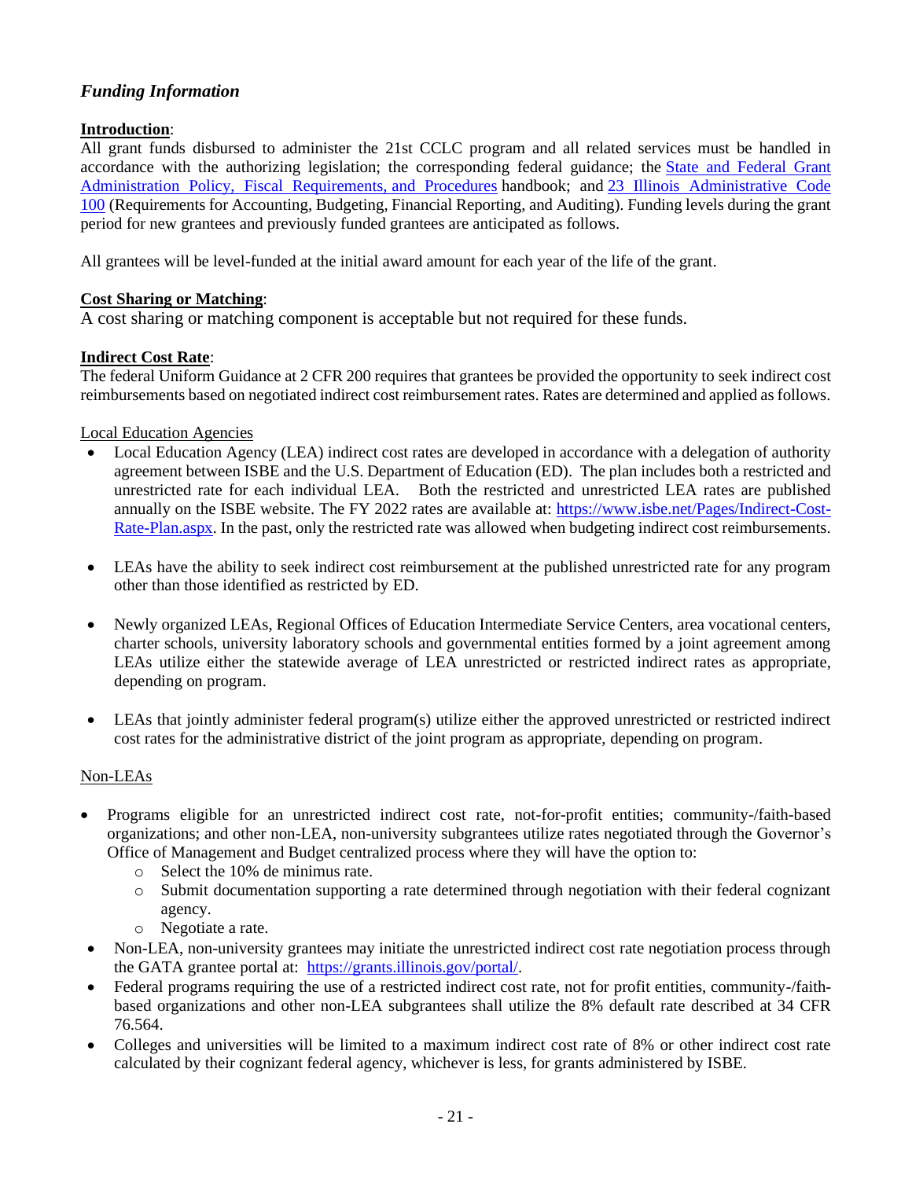### *Funding Information*

**Introduction**:
All grant funds disbursed to administer the 21st CCLC program and all related services must be handled in accordance with the authorizing legislation; the corresponding federal guidance; the [State and Federal Grant Administration Policy, Fiscal Requirements, and Procedures]() handbook; and [23 Illinois Administrative Code 100]() (Requirements for Accounting, Budgeting, Financial Reporting, and Auditing). Funding levels during the grant period for new grantees and previously funded grantees are anticipated as follows.

All grantees will be level-funded at the initial award amount for each year of the life of the grant.

**Cost Sharing or Matching**:
A cost sharing or matching component is acceptable but not required for these funds.

**Indirect Cost Rate**:
The federal Uniform Guidance at 2 CFR 200 requires that grantees be provided the opportunity to seek indirect cost reimbursements based on negotiated indirect cost reimbursement rates. Rates are determined and applied as follows.

Local Education Agencies

- Local Education Agency (LEA) indirect cost rates are developed in accordance with a delegation of authority agreement between ISBE and the U.S. Department of Education (ED). The plan includes both a restricted and unrestricted rate for each individual LEA. Both the restricted and unrestricted LEA rates are published annually on the ISBE website. The FY 2022 rates are available at: https://www.isbe.net/Pages/Indirect-Cost-Rate-Plan.aspx. In the past, only the restricted rate was allowed when budgeting indirect cost reimbursements.
- LEAs have the ability to seek indirect cost reimbursement at the published unrestricted rate for any program other than those identified as restricted by ED.
- Newly organized LEAs, Regional Offices of Education Intermediate Service Centers, area vocational centers, charter schools, university laboratory schools and governmental entities formed by a joint agreement among LEAs utilize either the statewide average of LEA unrestricted or restricted indirect rates as appropriate, depending on program.
- LEAs that jointly administer federal program(s) utilize either the approved unrestricted or restricted indirect cost rates for the administrative district of the joint program as appropriate, depending on program.

Non-LEAs

- Programs eligible for an unrestricted indirect cost rate, not-for-profit entities; community-/faith-based organizations; and other non-LEA, non-university subgrantees utilize rates negotiated through the Governor's Office of Management and Budget centralized process where they will have the option to:
  - Select the 10% de minimus rate.
  - Submit documentation supporting a rate determined through negotiation with their federal cognizant agency.
  - Negotiate a rate.
- Non-LEA, non-university grantees may initiate the unrestricted indirect cost rate negotiation process through the GATA grantee portal at: https://grants.illinois.gov/portal/.
- Federal programs requiring the use of a restricted indirect cost rate, not for profit entities, community-/faith-based organizations and other non-LEA subgrantees shall utilize the 8% default rate described at 34 CFR 76.564.
- Colleges and universities will be limited to a maximum indirect cost rate of 8% or other indirect cost rate calculated by their cognizant federal agency, whichever is less, for grants administered by ISBE.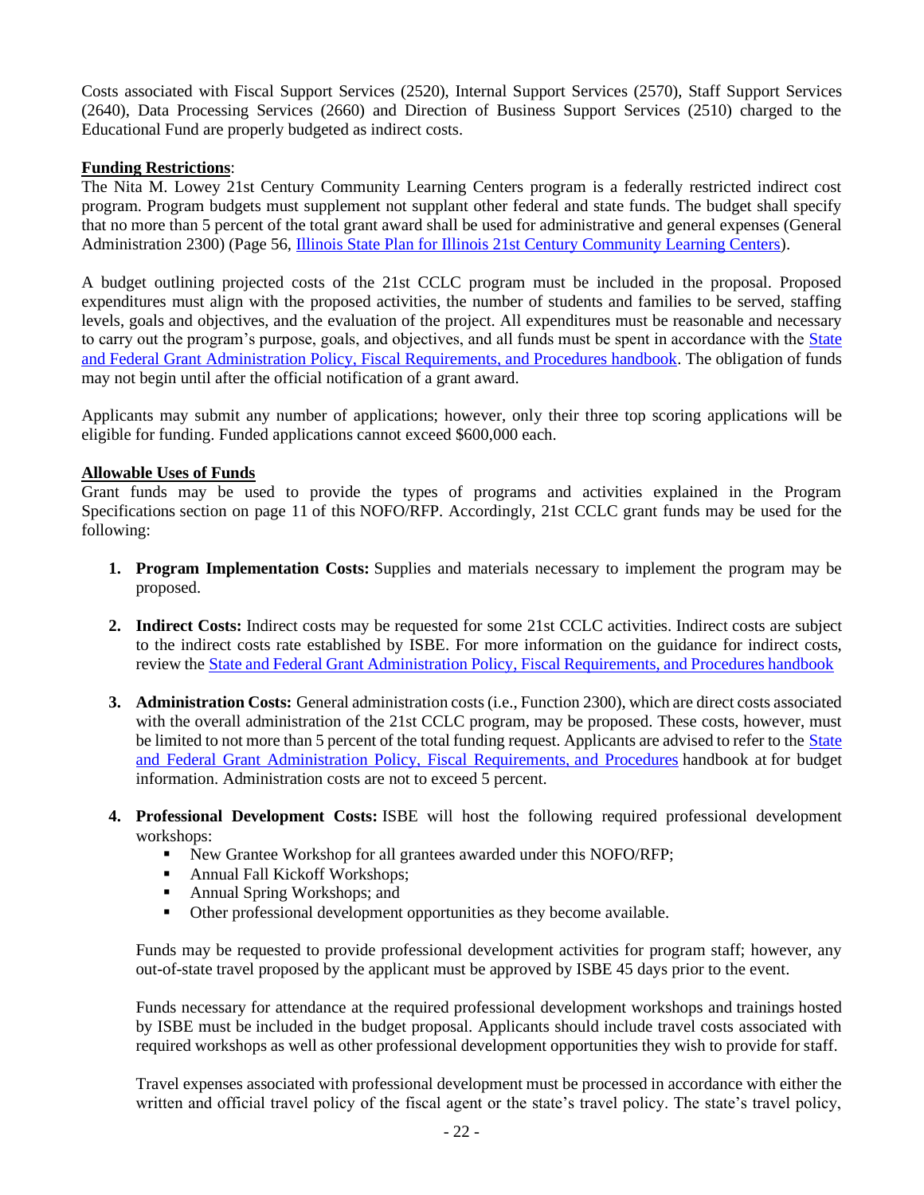Costs associated with Fiscal Support Services (2520), Internal Support Services (2570), Staff Support Services (2640), Data Processing Services (2660) and Direction of Business Support Services (2510) charged to the Educational Fund are properly budgeted as indirect costs.

**Funding Restrictions**:

The Nita M. Lowey 21st Century Community Learning Centers program is a federally restricted indirect cost program. Program budgets must supplement not supplant other federal and state funds. The budget shall specify that no more than 5 percent of the total grant award shall be used for administrative and general expenses (General Administration 2300) (Page 56, Illinois State Plan for Illinois 21st Century Community Learning Centers).

A budget outlining projected costs of the 21st CCLC program must be included in the proposal. Proposed expenditures must align with the proposed activities, the number of students and families to be served, staffing levels, goals and objectives, and the evaluation of the project. All expenditures must be reasonable and necessary to carry out the program's purpose, goals, and objectives, and all funds must be spent in accordance with the State and Federal Grant Administration Policy, Fiscal Requirements, and Procedures handbook. The obligation of funds may not begin until after the official notification of a grant award.

Applicants may submit any number of applications; however, only their three top scoring applications will be eligible for funding. Funded applications cannot exceed $600,000 each.

**Allowable Uses of Funds**

Grant funds may be used to provide the types of programs and activities explained in the Program Specifications section on page 11 of this NOFO/RFP. Accordingly, 21st CCLC grant funds may be used for the following:

1. **Program Implementation Costs:** Supplies and materials necessary to implement the program may be proposed.

2. **Indirect Costs:** Indirect costs may be requested for some 21st CCLC activities. Indirect costs are subject to the indirect costs rate established by ISBE. For more information on the guidance for indirect costs, review the State and Federal Grant Administration Policy, Fiscal Requirements, and Procedures handbook

3. **Administration Costs:** General administration costs (i.e., Function 2300), which are direct costs associated with the overall administration of the 21st CCLC program, may be proposed. These costs, however, must be limited to not more than 5 percent of the total funding request. Applicants are advised to refer to the State and Federal Grant Administration Policy, Fiscal Requirements, and Procedures handbook at for budget information. Administration costs are not to exceed 5 percent.

4. **Professional Development Costs:** ISBE will host the following required professional development workshops:
   - New Grantee Workshop for all grantees awarded under this NOFO/RFP;
   - Annual Fall Kickoff Workshops;
   - Annual Spring Workshops; and
   - Other professional development opportunities as they become available.

   Funds may be requested to provide professional development activities for program staff; however, any out-of-state travel proposed by the applicant must be approved by ISBE 45 days prior to the event.

   Funds necessary for attendance at the required professional development workshops and trainings hosted by ISBE must be included in the budget proposal. Applicants should include travel costs associated with required workshops as well as other professional development opportunities they wish to provide for staff.

   Travel expenses associated with professional development must be processed in accordance with either the written and official travel policy of the fiscal agent or the state's travel policy. The state's travel policy,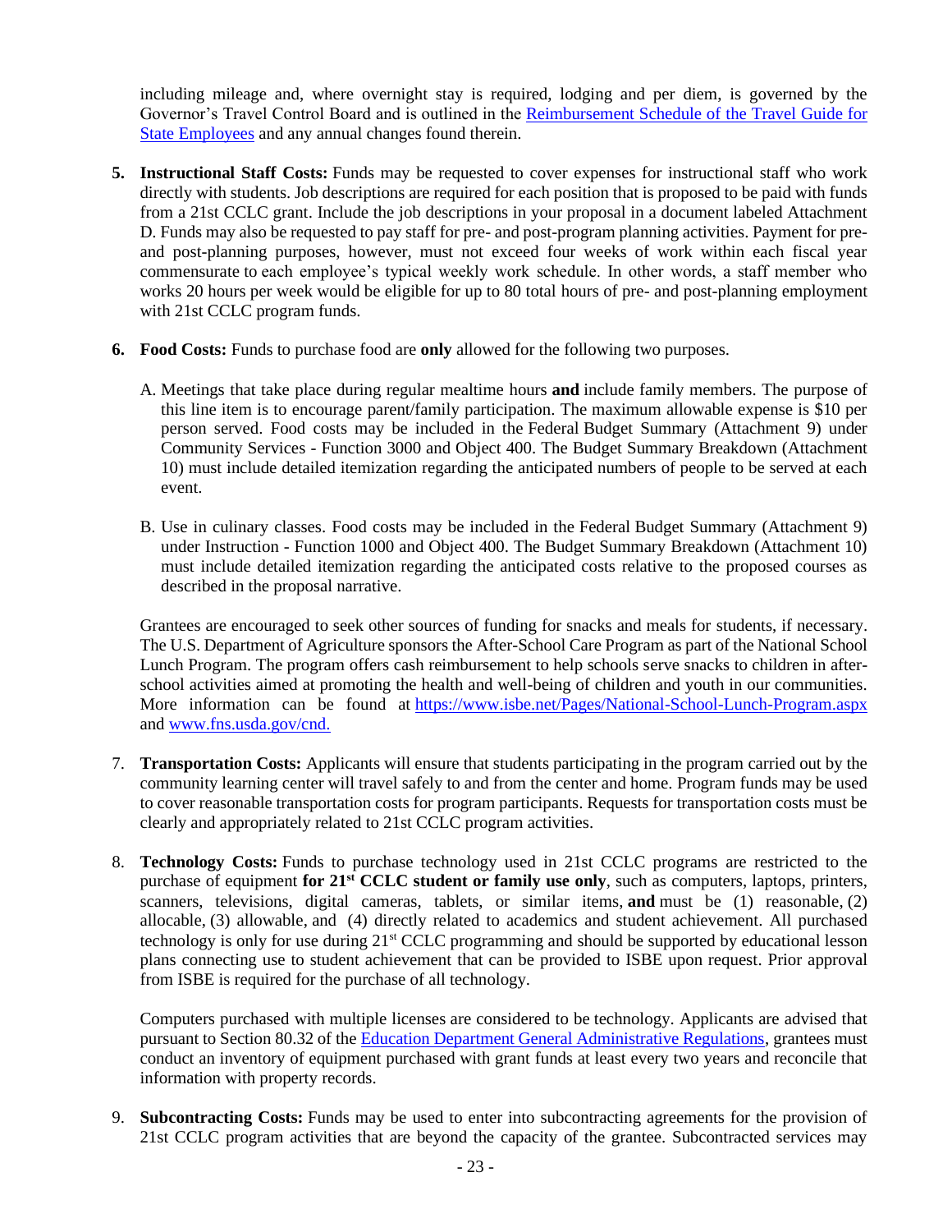including mileage and, where overnight stay is required, lodging and per diem, is governed by the Governor's Travel Control Board and is outlined in the [Reimbursement Schedule of the Travel Guide for State Employees] and any annual changes found therein.

5. **Instructional Staff Costs:** Funds may be requested to cover expenses for instructional staff who work directly with students. Job descriptions are required for each position that is proposed to be paid with funds from a 21st CCLC grant. Include the job descriptions in your proposal in a document labeled Attachment D. Funds may also be requested to pay staff for pre- and post-program planning activities. Payment for pre- and post-planning purposes, however, must not exceed four weeks of work within each fiscal year commensurate to each employee's typical weekly work schedule. In other words, a staff member who works 20 hours per week would be eligible for up to 80 total hours of pre- and post-planning employment with 21st CCLC program funds.

6. **Food Costs:** Funds to purchase food are **only** allowed for the following two purposes.

   A. Meetings that take place during regular mealtime hours **and** include family members. The purpose of this line item is to encourage parent/family participation. The maximum allowable expense is $10 per person served. Food costs may be included in the Federal Budget Summary (Attachment 9) under Community Services - Function 3000 and Object 400. The Budget Summary Breakdown (Attachment 10) must include detailed itemization regarding the anticipated numbers of people to be served at each event.

   B. Use in culinary classes. Food costs may be included in the Federal Budget Summary (Attachment 9) under Instruction - Function 1000 and Object 400. The Budget Summary Breakdown (Attachment 10) must include detailed itemization regarding the anticipated costs relative to the proposed courses as described in the proposal narrative.

   Grantees are encouraged to seek other sources of funding for snacks and meals for students, if necessary. The U.S. Department of Agriculture sponsors the After-School Care Program as part of the National School Lunch Program. The program offers cash reimbursement to help schools serve snacks to children in after-school activities aimed at promoting the health and well-being of children and youth in our communities. More information can be found at https://www.isbe.net/Pages/National-School-Lunch-Program.aspx and www.fns.usda.gov/cnd.

7. **Transportation Costs:** Applicants will ensure that students participating in the program carried out by the community learning center will travel safely to and from the center and home. Program funds may be used to cover reasonable transportation costs for program participants. Requests for transportation costs must be clearly and appropriately related to 21st CCLC program activities.

8. **Technology Costs:** Funds to purchase technology used in 21st CCLC programs are restricted to the purchase of equipment **for 21st CCLC student or family use only**, such as computers, laptops, printers, scanners, televisions, digital cameras, tablets, or similar items, **and** must be (1) reasonable, (2) allocable, (3) allowable, and (4) directly related to academics and student achievement. All purchased technology is only for use during 21st CCLC programming and should be supported by educational lesson plans connecting use to student achievement that can be provided to ISBE upon request. Prior approval from ISBE is required for the purchase of all technology.

   Computers purchased with multiple licenses are considered to be technology. Applicants are advised that pursuant to Section 80.32 of the [Education Department General Administrative Regulations], grantees must conduct an inventory of equipment purchased with grant funds at least every two years and reconcile that information with property records.

9. **Subcontracting Costs:** Funds may be used to enter into subcontracting agreements for the provision of 21st CCLC program activities that are beyond the capacity of the grantee. Subcontracted services may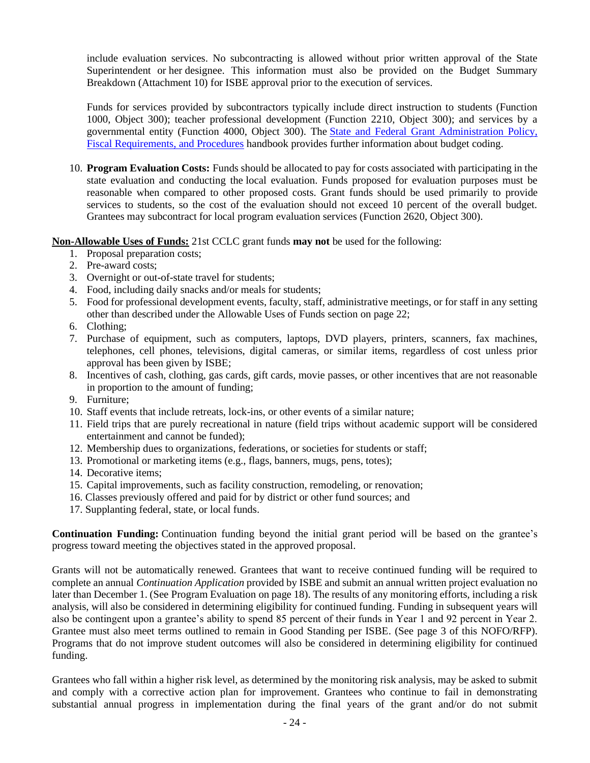include evaluation services. No subcontracting is allowed without prior written approval of the State Superintendent or her designee. This information must also be provided on the Budget Summary Breakdown (Attachment 10) for ISBE approval prior to the execution of services.

Funds for services provided by subcontractors typically include direct instruction to students (Function 1000, Object 300); teacher professional development (Function 2210, Object 300); and services by a governmental entity (Function 4000, Object 300). The [State and Federal Grant Administration Policy, Fiscal Requirements, and Procedures](#) handbook provides further information about budget coding.

10. **Program Evaluation Costs:** Funds should be allocated to pay for costs associated with participating in the state evaluation and conducting the local evaluation. Funds proposed for evaluation purposes must be reasonable when compared to other proposed costs. Grant funds should be used primarily to provide services to students, so the cost of the evaluation should not exceed 10 percent of the overall budget. Grantees may subcontract for local program evaluation services (Function 2620, Object 300).

**Non-Allowable Uses of Funds:** 21st CCLC grant funds **may not** be used for the following:

1. Proposal preparation costs;
2. Pre-award costs;
3. Overnight or out-of-state travel for students;
4. Food, including daily snacks and/or meals for students;
5. Food for professional development events, faculty, staff, administrative meetings, or for staff in any setting other than described under the Allowable Uses of Funds section on page 22;
6. Clothing;
7. Purchase of equipment, such as computers, laptops, DVD players, printers, scanners, fax machines, telephones, cell phones, televisions, digital cameras, or similar items, regardless of cost unless prior approval has been given by ISBE;
8. Incentives of cash, clothing, gas cards, gift cards, movie passes, or other incentives that are not reasonable in proportion to the amount of funding;
9. Furniture;
10. Staff events that include retreats, lock-ins, or other events of a similar nature;
11. Field trips that are purely recreational in nature (field trips without academic support will be considered entertainment and cannot be funded);
12. Membership dues to organizations, federations, or societies for students or staff;
13. Promotional or marketing items (e.g., flags, banners, mugs, pens, totes);
14. Decorative items;
15. Capital improvements, such as facility construction, remodeling, or renovation;
16. Classes previously offered and paid for by district or other fund sources; and
17. Supplanting federal, state, or local funds.

**Continuation Funding:** Continuation funding beyond the initial grant period will be based on the grantee's progress toward meeting the objectives stated in the approved proposal.

Grants will not be automatically renewed. Grantees that want to receive continued funding will be required to complete an annual *Continuation Application* provided by ISBE and submit an annual written project evaluation no later than December 1. (See Program Evaluation on page 18). The results of any monitoring efforts, including a risk analysis, will also be considered in determining eligibility for continued funding. Funding in subsequent years will also be contingent upon a grantee's ability to spend 85 percent of their funds in Year 1 and 92 percent in Year 2. Grantee must also meet terms outlined to remain in Good Standing per ISBE. (See page 3 of this NOFO/RFP). Programs that do not improve student outcomes will also be considered in determining eligibility for continued funding.

Grantees who fall within a higher risk level, as determined by the monitoring risk analysis, may be asked to submit and comply with a corrective action plan for improvement. Grantees who continue to fail in demonstrating substantial annual progress in implementation during the final years of the grant and/or do not submit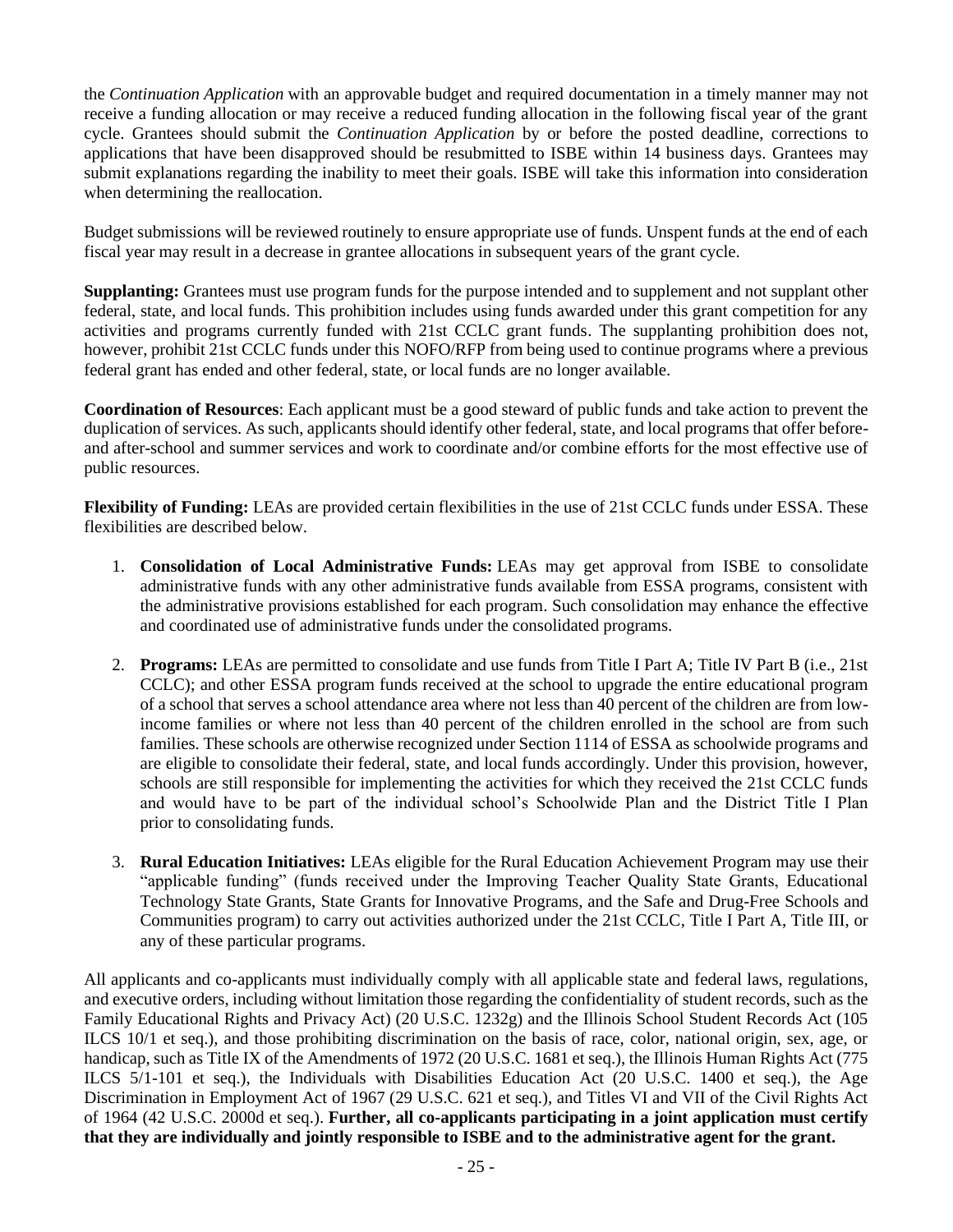the *Continuation Application* with an approvable budget and required documentation in a timely manner may not receive a funding allocation or may receive a reduced funding allocation in the following fiscal year of the grant cycle. Grantees should submit the *Continuation Application* by or before the posted deadline, corrections to applications that have been disapproved should be resubmitted to ISBE within 14 business days. Grantees may submit explanations regarding the inability to meet their goals. ISBE will take this information into consideration when determining the reallocation.

Budget submissions will be reviewed routinely to ensure appropriate use of funds. Unspent funds at the end of each fiscal year may result in a decrease in grantee allocations in subsequent years of the grant cycle.

**Supplanting:** Grantees must use program funds for the purpose intended and to supplement and not supplant other federal, state, and local funds. This prohibition includes using funds awarded under this grant competition for any activities and programs currently funded with 21st CCLC grant funds. The supplanting prohibition does not, however, prohibit 21st CCLC funds under this NOFO/RFP from being used to continue programs where a previous federal grant has ended and other federal, state, or local funds are no longer available.

**Coordination of Resources**: Each applicant must be a good steward of public funds and take action to prevent the duplication of services. As such, applicants should identify other federal, state, and local programs that offer before- and after-school and summer services and work to coordinate and/or combine efforts for the most effective use of public resources.

**Flexibility of Funding:** LEAs are provided certain flexibilities in the use of 21st CCLC funds under ESSA. These flexibilities are described below.

1. **Consolidation of Local Administrative Funds:** LEAs may get approval from ISBE to consolidate administrative funds with any other administrative funds available from ESSA programs, consistent with the administrative provisions established for each program. Such consolidation may enhance the effective and coordinated use of administrative funds under the consolidated programs.

2. **Programs:** LEAs are permitted to consolidate and use funds from Title I Part A; Title IV Part B (i.e., 21st CCLC); and other ESSA program funds received at the school to upgrade the entire educational program of a school that serves a school attendance area where not less than 40 percent of the children are from low-income families or where not less than 40 percent of the children enrolled in the school are from such families. These schools are otherwise recognized under Section 1114 of ESSA as schoolwide programs and are eligible to consolidate their federal, state, and local funds accordingly. Under this provision, however, schools are still responsible for implementing the activities for which they received the 21st CCLC funds and would have to be part of the individual school's Schoolwide Plan and the District Title I Plan prior to consolidating funds.

3. **Rural Education Initiatives:** LEAs eligible for the Rural Education Achievement Program may use their "applicable funding" (funds received under the Improving Teacher Quality State Grants, Educational Technology State Grants, State Grants for Innovative Programs, and the Safe and Drug-Free Schools and Communities program) to carry out activities authorized under the 21st CCLC, Title I Part A, Title III, or any of these particular programs.

All applicants and co-applicants must individually comply with all applicable state and federal laws, regulations, and executive orders, including without limitation those regarding the confidentiality of student records, such as the Family Educational Rights and Privacy Act) (20 U.S.C. 1232g) and the Illinois School Student Records Act (105 ILCS 10/1 et seq.), and those prohibiting discrimination on the basis of race, color, national origin, sex, age, or handicap, such as Title IX of the Amendments of 1972 (20 U.S.C. 1681 et seq.), the Illinois Human Rights Act (775 ILCS 5/1-101 et seq.), the Individuals with Disabilities Education Act (20 U.S.C. 1400 et seq.), the Age Discrimination in Employment Act of 1967 (29 U.S.C. 621 et seq.), and Titles VI and VII of the Civil Rights Act of 1964 (42 U.S.C. 2000d et seq.). **Further, all co-applicants participating in a joint application must certify that they are individually and jointly responsible to ISBE and to the administrative agent for the grant.**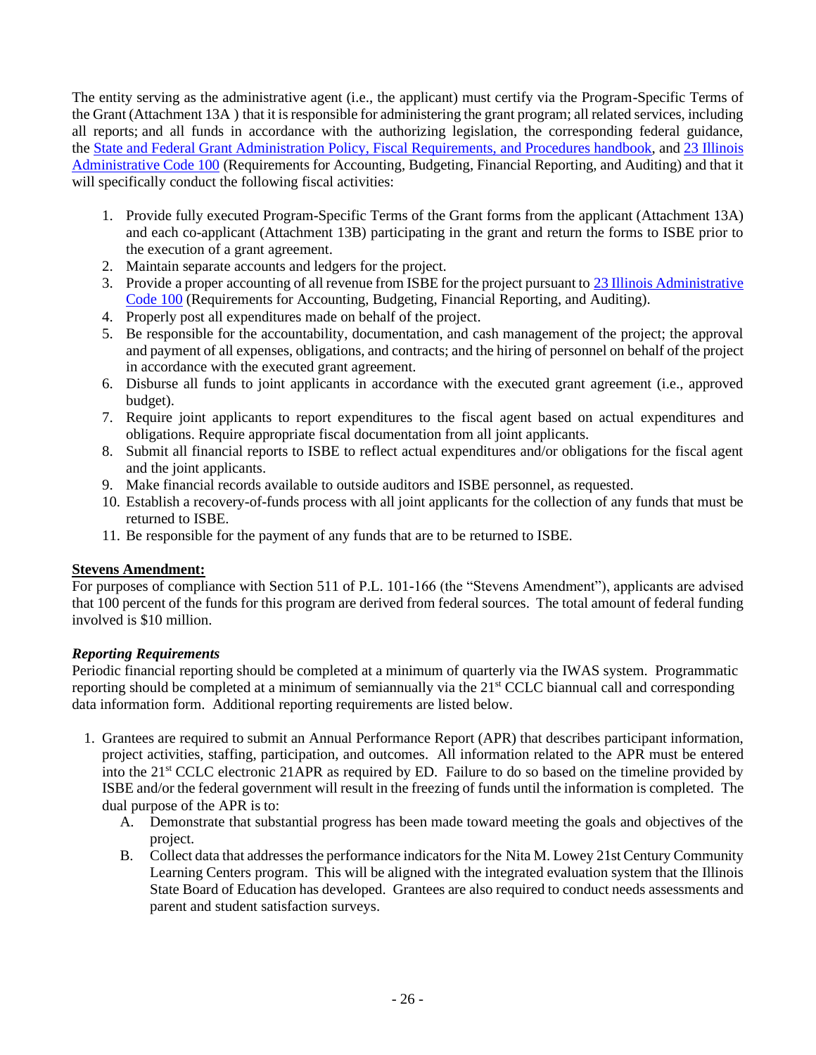The entity serving as the administrative agent (i.e., the applicant) must certify via the Program-Specific Terms of the Grant (Attachment 13A ) that it is responsible for administering the grant program; all related services, including all reports; and all funds in accordance with the authorizing legislation, the corresponding federal guidance, the State and Federal Grant Administration Policy, Fiscal Requirements, and Procedures handbook, and 23 Illinois Administrative Code 100 (Requirements for Accounting, Budgeting, Financial Reporting, and Auditing) and that it will specifically conduct the following fiscal activities:

1. Provide fully executed Program-Specific Terms of the Grant forms from the applicant (Attachment 13A) and each co-applicant (Attachment 13B) participating in the grant and return the forms to ISBE prior to the execution of a grant agreement.
2. Maintain separate accounts and ledgers for the project.
3. Provide a proper accounting of all revenue from ISBE for the project pursuant to 23 Illinois Administrative Code 100 (Requirements for Accounting, Budgeting, Financial Reporting, and Auditing).
4. Properly post all expenditures made on behalf of the project.
5. Be responsible for the accountability, documentation, and cash management of the project; the approval and payment of all expenses, obligations, and contracts; and the hiring of personnel on behalf of the project in accordance with the executed grant agreement.
6. Disburse all funds to joint applicants in accordance with the executed grant agreement (i.e., approved budget).
7. Require joint applicants to report expenditures to the fiscal agent based on actual expenditures and obligations. Require appropriate fiscal documentation from all joint applicants.
8. Submit all financial reports to ISBE to reflect actual expenditures and/or obligations for the fiscal agent and the joint applicants.
9. Make financial records available to outside auditors and ISBE personnel, as requested.
10. Establish a recovery-of-funds process with all joint applicants for the collection of any funds that must be returned to ISBE.
11. Be responsible for the payment of any funds that are to be returned to ISBE.

**Stevens Amendment:**

For purposes of compliance with Section 511 of P.L. 101-166 (the "Stevens Amendment"), applicants are advised that 100 percent of the funds for this program are derived from federal sources. The total amount of federal funding involved is $10 million.

***Reporting Requirements***

Periodic financial reporting should be completed at a minimum of quarterly via the IWAS system. Programmatic reporting should be completed at a minimum of semiannually via the 21st CCLC biannual call and corresponding data information form. Additional reporting requirements are listed below.

1. Grantees are required to submit an Annual Performance Report (APR) that describes participant information, project activities, staffing, participation, and outcomes. All information related to the APR must be entered into the 21st CCLC electronic 21APR as required by ED. Failure to do so based on the timeline provided by ISBE and/or the federal government will result in the freezing of funds until the information is completed. The dual purpose of the APR is to:
   A. Demonstrate that substantial progress has been made toward meeting the goals and objectives of the project.
   B. Collect data that addresses the performance indicators for the Nita M. Lowey 21st Century Community Learning Centers program. This will be aligned with the integrated evaluation system that the Illinois State Board of Education has developed. Grantees are also required to conduct needs assessments and parent and student satisfaction surveys.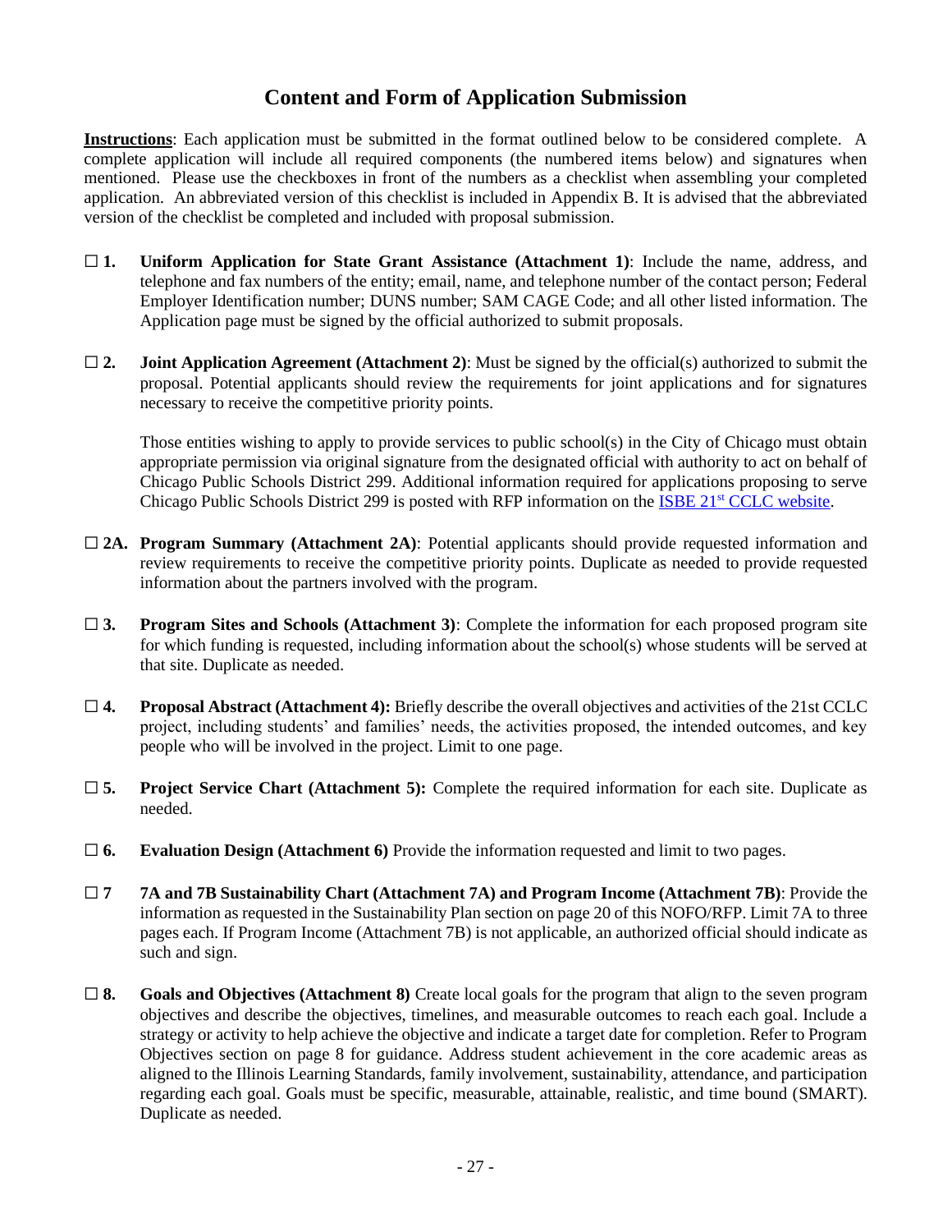# Content and Form of Application Submission

**Instructions**: Each application must be submitted in the format outlined below to be considered complete. A complete application will include all required components (the numbered items below) and signatures when mentioned. Please use the checkboxes in front of the numbers as a checklist when assembling your completed application. An abbreviated version of this checklist is included in Appendix B. It is advised that the abbreviated version of the checklist be completed and included with proposal submission.

☐ **1. Uniform Application for State Grant Assistance (Attachment 1)**: Include the name, address, and telephone and fax numbers of the entity; email, name, and telephone number of the contact person; Federal Employer Identification number; DUNS number; SAM CAGE Code; and all other listed information. The Application page must be signed by the official authorized to submit proposals.

☐ **2. Joint Application Agreement (Attachment 2)**: Must be signed by the official(s) authorized to submit the proposal. Potential applicants should review the requirements for joint applications and for signatures necessary to receive the competitive priority points.

Those entities wishing to apply to provide services to public school(s) in the City of Chicago must obtain appropriate permission via original signature from the designated official with authority to act on behalf of Chicago Public Schools District 299. Additional information required for applications proposing to serve Chicago Public Schools District 299 is posted with RFP information on the ISBE 21st CCLC website.

☐ **2A. Program Summary (Attachment 2A)**: Potential applicants should provide requested information and review requirements to receive the competitive priority points. Duplicate as needed to provide requested information about the partners involved with the program.

☐ **3. Program Sites and Schools (Attachment 3)**: Complete the information for each proposed program site for which funding is requested, including information about the school(s) whose students will be served at that site. Duplicate as needed.

☐ **4. Proposal Abstract (Attachment 4):** Briefly describe the overall objectives and activities of the 21st CCLC project, including students' and families' needs, the activities proposed, the intended outcomes, and key people who will be involved in the project. Limit to one page.

☐ **5. Project Service Chart (Attachment 5):** Complete the required information for each site. Duplicate as needed.

☐ **6. Evaluation Design (Attachment 6)** Provide the information requested and limit to two pages.

☐ **7 7A and 7B Sustainability Chart (Attachment 7A) and Program Income (Attachment 7B)**: Provide the information as requested in the Sustainability Plan section on page 20 of this NOFO/RFP. Limit 7A to three pages each. If Program Income (Attachment 7B) is not applicable, an authorized official should indicate as such and sign.

☐ **8. Goals and Objectives (Attachment 8)** Create local goals for the program that align to the seven program objectives and describe the objectives, timelines, and measurable outcomes to reach each goal. Include a strategy or activity to help achieve the objective and indicate a target date for completion. Refer to Program Objectives section on page 8 for guidance. Address student achievement in the core academic areas as aligned to the Illinois Learning Standards, family involvement, sustainability, attendance, and participation regarding each goal. Goals must be specific, measurable, attainable, realistic, and time bound (SMART). Duplicate as needed.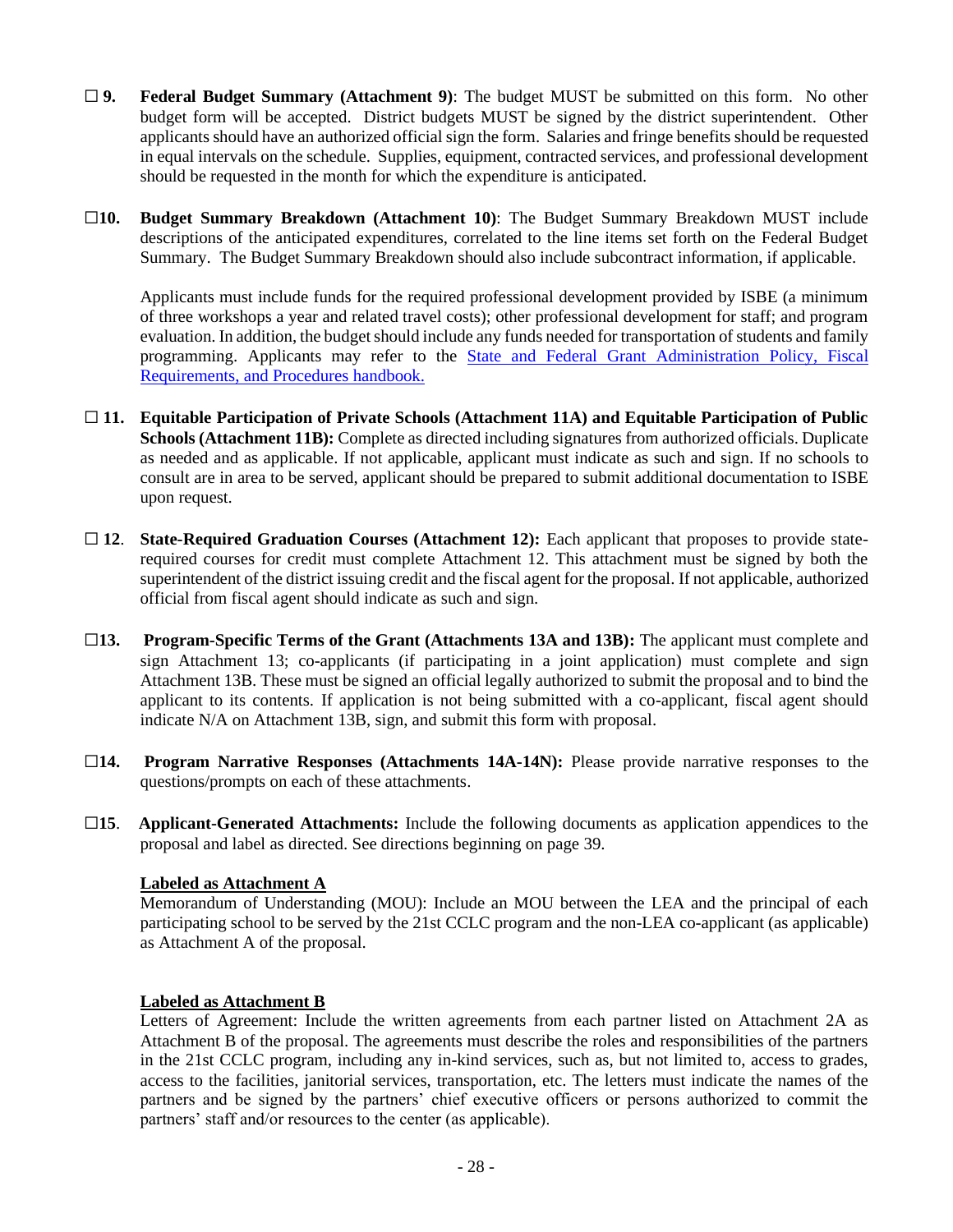☐ **9.** **Federal Budget Summary (Attachment 9)**: The budget MUST be submitted on this form. No other budget form will be accepted. District budgets MUST be signed by the district superintendent. Other applicants should have an authorized official sign the form. Salaries and fringe benefits should be requested in equal intervals on the schedule. Supplies, equipment, contracted services, and professional development should be requested in the month for which the expenditure is anticipated.

☐**10.** **Budget Summary Breakdown (Attachment 10)**: The Budget Summary Breakdown MUST include descriptions of the anticipated expenditures, correlated to the line items set forth on the Federal Budget Summary. The Budget Summary Breakdown should also include subcontract information, if applicable.

Applicants must include funds for the required professional development provided by ISBE (a minimum of three workshops a year and related travel costs); other professional development for staff; and program evaluation. In addition, the budget should include any funds needed for transportation of students and family programming. Applicants may refer to the [State and Federal Grant Administration Policy, Fiscal Requirements, and Procedures handbook.]()

☐ **11.** **Equitable Participation of Private Schools (Attachment 11A) and Equitable Participation of Public Schools (Attachment 11B):** Complete as directed including signatures from authorized officials. Duplicate as needed and as applicable. If not applicable, applicant must indicate as such and sign. If no schools to consult are in area to be served, applicant should be prepared to submit additional documentation to ISBE upon request.

☐ **12**. **State-Required Graduation Courses (Attachment 12):** Each applicant that proposes to provide state-required courses for credit must complete Attachment 12. This attachment must be signed by both the superintendent of the district issuing credit and the fiscal agent for the proposal. If not applicable, authorized official from fiscal agent should indicate as such and sign.

☐**13.** **Program-Specific Terms of the Grant (Attachments 13A and 13B):** The applicant must complete and sign Attachment 13; co-applicants (if participating in a joint application) must complete and sign Attachment 13B. These must be signed an official legally authorized to submit the proposal and to bind the applicant to its contents. If application is not being submitted with a co-applicant, fiscal agent should indicate N/A on Attachment 13B, sign, and submit this form with proposal.

☐**14.** **Program Narrative Responses (Attachments 14A-14N):** Please provide narrative responses to the questions/prompts on each of these attachments.

☐**15**. **Applicant-Generated Attachments:** Include the following documents as application appendices to the proposal and label as directed. See directions beginning on page 39.

**Labeled as Attachment A**

Memorandum of Understanding (MOU): Include an MOU between the LEA and the principal of each participating school to be served by the 21st CCLC program and the non-LEA co-applicant (as applicable) as Attachment A of the proposal.

**Labeled as Attachment B**

Letters of Agreement: Include the written agreements from each partner listed on Attachment 2A as Attachment B of the proposal. The agreements must describe the roles and responsibilities of the partners in the 21st CCLC program, including any in-kind services, such as, but not limited to, access to grades, access to the facilities, janitorial services, transportation, etc. The letters must indicate the names of the partners and be signed by the partners' chief executive officers or persons authorized to commit the partners' staff and/or resources to the center (as applicable).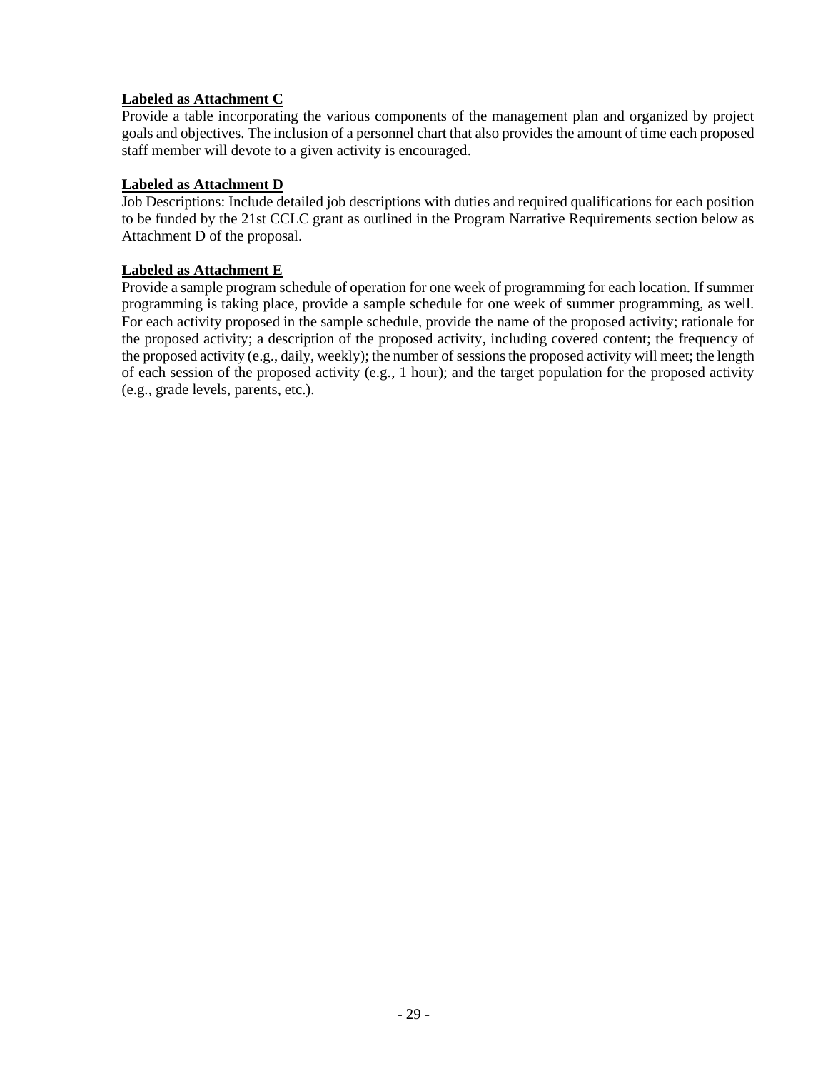**Labeled as Attachment C**

Provide a table incorporating the various components of the management plan and organized by project goals and objectives. The inclusion of a personnel chart that also provides the amount of time each proposed staff member will devote to a given activity is encouraged.

**Labeled as Attachment D**

Job Descriptions: Include detailed job descriptions with duties and required qualifications for each position to be funded by the 21st CCLC grant as outlined in the Program Narrative Requirements section below as Attachment D of the proposal.

**Labeled as Attachment E**

Provide a sample program schedule of operation for one week of programming for each location. If summer programming is taking place, provide a sample schedule for one week of summer programming, as well. For each activity proposed in the sample schedule, provide the name of the proposed activity; rationale for the proposed activity; a description of the proposed activity, including covered content; the frequency of the proposed activity (e.g., daily, weekly); the number of sessions the proposed activity will meet; the length of each session of the proposed activity (e.g., 1 hour); and the target population for the proposed activity (e.g., grade levels, parents, etc.).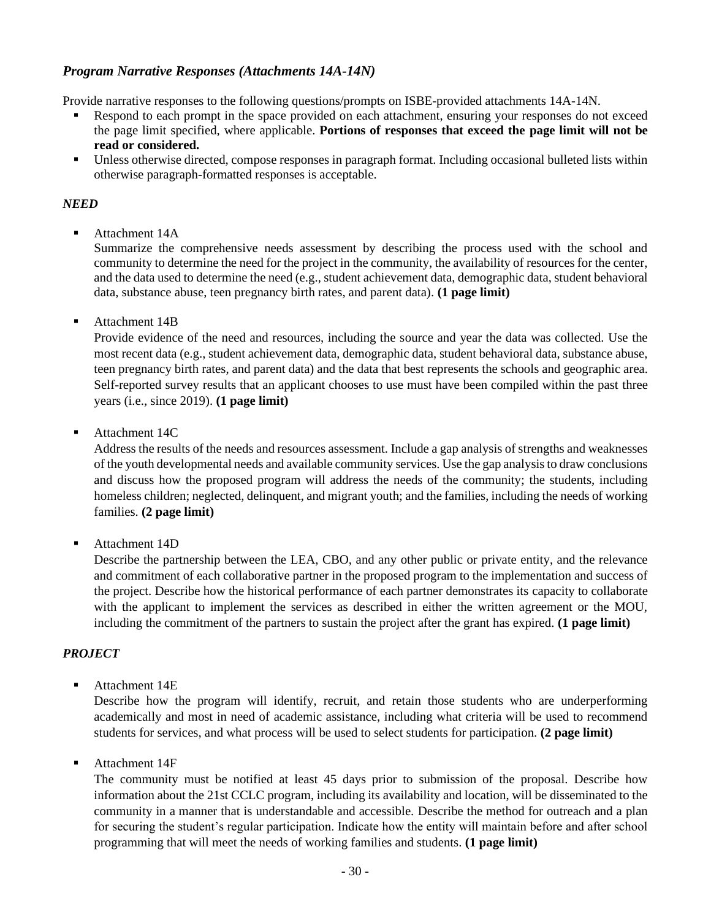### *Program Narrative Responses (Attachments 14A-14N)*

Provide narrative responses to the following questions/prompts on ISBE-provided attachments 14A-14N.

- Respond to each prompt in the space provided on each attachment, ensuring your responses do not exceed the page limit specified, where applicable. **Portions of responses that exceed the page limit will not be read or considered.**
- Unless otherwise directed, compose responses in paragraph format. Including occasional bulleted lists within otherwise paragraph-formatted responses is acceptable.

### *NEED*

- Attachment 14A
  Summarize the comprehensive needs assessment by describing the process used with the school and community to determine the need for the project in the community, the availability of resources for the center, and the data used to determine the need (e.g., student achievement data, demographic data, student behavioral data, substance abuse, teen pregnancy birth rates, and parent data). **(1 page limit)**

- Attachment 14B
  Provide evidence of the need and resources, including the source and year the data was collected. Use the most recent data (e.g., student achievement data, demographic data, student behavioral data, substance abuse, teen pregnancy birth rates, and parent data) and the data that best represents the schools and geographic area. Self-reported survey results that an applicant chooses to use must have been compiled within the past three years (i.e., since 2019). **(1 page limit)**

- Attachment 14C
  Address the results of the needs and resources assessment. Include a gap analysis of strengths and weaknesses of the youth developmental needs and available community services. Use the gap analysis to draw conclusions and discuss how the proposed program will address the needs of the community; the students, including homeless children; neglected, delinquent, and migrant youth; and the families, including the needs of working families. **(2 page limit)**

- Attachment 14D
  Describe the partnership between the LEA, CBO, and any other public or private entity, and the relevance and commitment of each collaborative partner in the proposed program to the implementation and success of the project. Describe how the historical performance of each partner demonstrates its capacity to collaborate with the applicant to implement the services as described in either the written agreement or the MOU, including the commitment of the partners to sustain the project after the grant has expired. **(1 page limit)**

### *PROJECT*

- Attachment 14E
  Describe how the program will identify, recruit, and retain those students who are underperforming academically and most in need of academic assistance, including what criteria will be used to recommend students for services, and what process will be used to select students for participation. **(2 page limit)**

- Attachment 14F
  The community must be notified at least 45 days prior to submission of the proposal. Describe how information about the 21st CCLC program, including its availability and location, will be disseminated to the community in a manner that is understandable and accessible. Describe the method for outreach and a plan for securing the student's regular participation. Indicate how the entity will maintain before and after school programming that will meet the needs of working families and students. **(1 page limit)**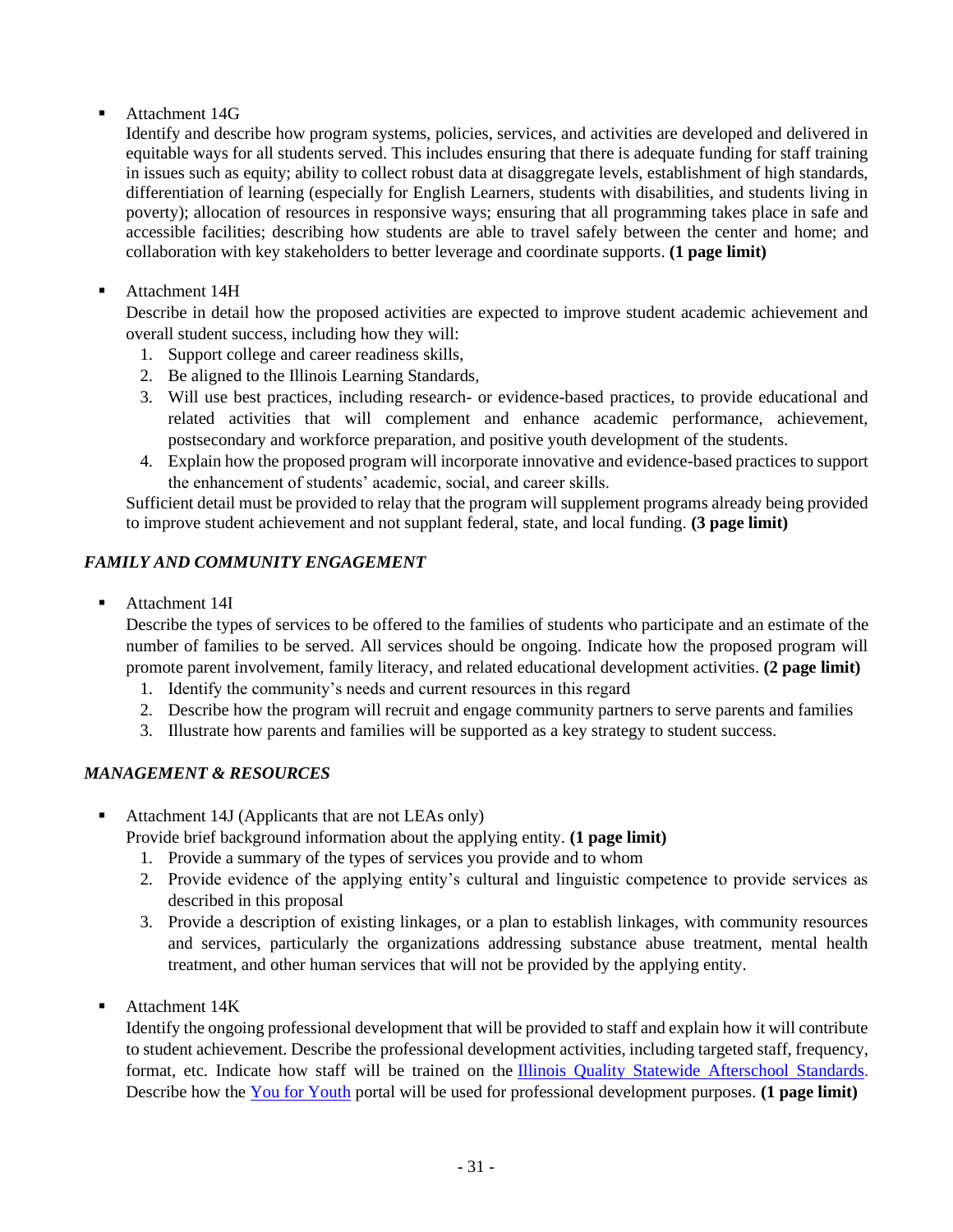- Attachment 14G

  Identify and describe how program systems, policies, services, and activities are developed and delivered in equitable ways for all students served. This includes ensuring that there is adequate funding for staff training in issues such as equity; ability to collect robust data at disaggregate levels, establishment of high standards, differentiation of learning (especially for English Learners, students with disabilities, and students living in poverty); allocation of resources in responsive ways; ensuring that all programming takes place in safe and accessible facilities; describing how students are able to travel safely between the center and home; and collaboration with key stakeholders to better leverage and coordinate supports. **(1 page limit)**

- Attachment 14H

  Describe in detail how the proposed activities are expected to improve student academic achievement and overall student success, including how they will:

  1. Support college and career readiness skills,
  2. Be aligned to the Illinois Learning Standards,
  3. Will use best practices, including research- or evidence-based practices, to provide educational and related activities that will complement and enhance academic performance, achievement, postsecondary and workforce preparation, and positive youth development of the students.
  4. Explain how the proposed program will incorporate innovative and evidence-based practices to support the enhancement of students' academic, social, and career skills.

  Sufficient detail must be provided to relay that the program will supplement programs already being provided to improve student achievement and not supplant federal, state, and local funding. **(3 page limit)**

### *FAMILY AND COMMUNITY ENGAGEMENT*

- Attachment 14I

  Describe the types of services to be offered to the families of students who participate and an estimate of the number of families to be served. All services should be ongoing. Indicate how the proposed program will promote parent involvement, family literacy, and related educational development activities. **(2 page limit)**

  1. Identify the community's needs and current resources in this regard
  2. Describe how the program will recruit and engage community partners to serve parents and families
  3. Illustrate how parents and families will be supported as a key strategy to student success.

### *MANAGEMENT & RESOURCES*

- Attachment 14J (Applicants that are not LEAs only)

  Provide brief background information about the applying entity. **(1 page limit)**

  1. Provide a summary of the types of services you provide and to whom
  2. Provide evidence of the applying entity's cultural and linguistic competence to provide services as described in this proposal
  3. Provide a description of existing linkages, or a plan to establish linkages, with community resources and services, particularly the organizations addressing substance abuse treatment, mental health treatment, and other human services that will not be provided by the applying entity.

- Attachment 14K

  Identify the ongoing professional development that will be provided to staff and explain how it will contribute to student achievement. Describe the professional development activities, including targeted staff, frequency, format, etc. Indicate how staff will be trained on the Illinois Quality Statewide Afterschool Standards. Describe how the You for Youth portal will be used for professional development purposes. **(1 page limit)**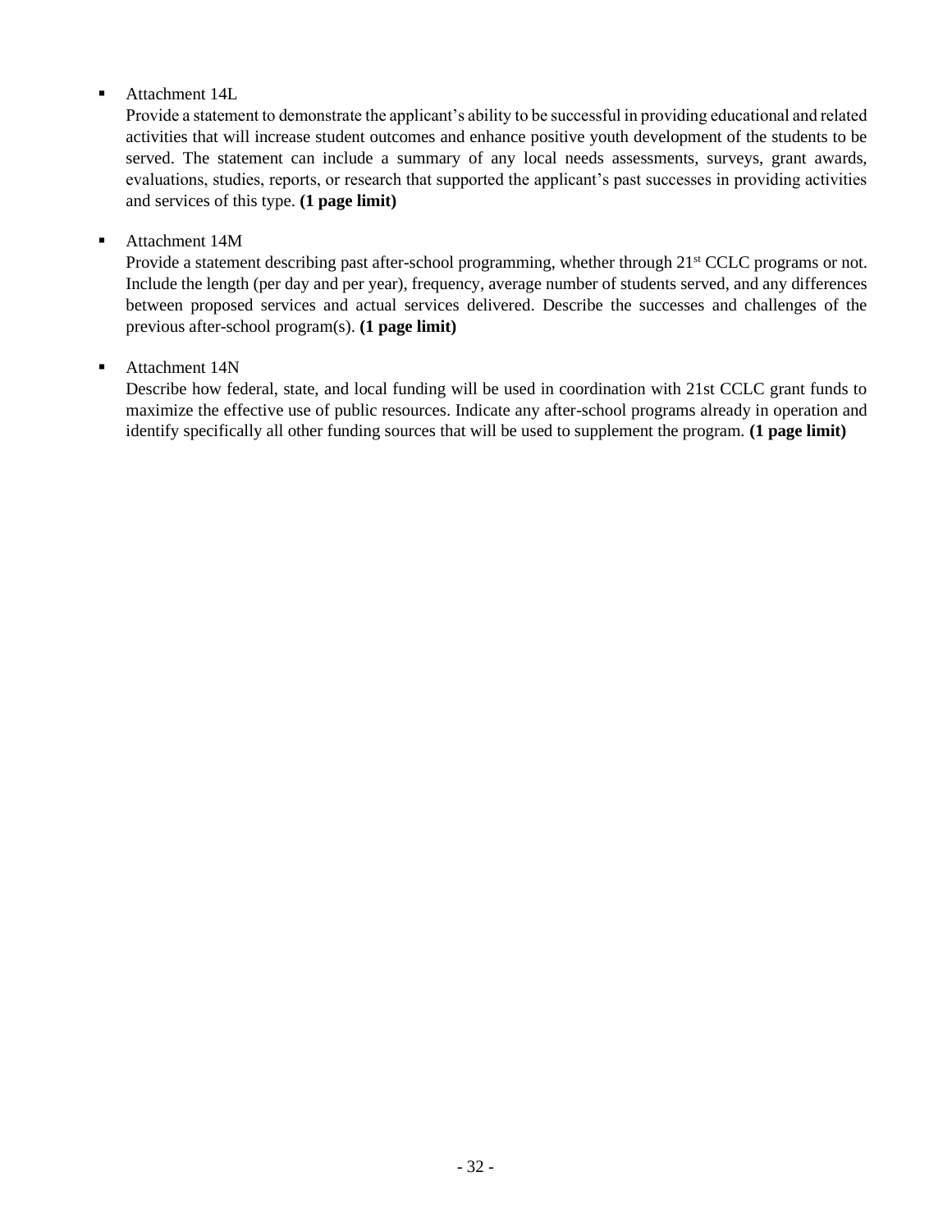- Attachment 14L

  Provide a statement to demonstrate the applicant's ability to be successful in providing educational and related activities that will increase student outcomes and enhance positive youth development of the students to be served. The statement can include a summary of any local needs assessments, surveys, grant awards, evaluations, studies, reports, or research that supported the applicant's past successes in providing activities and services of this type. **(1 page limit)**

- Attachment 14M

  Provide a statement describing past after-school programming, whether through 21st CCLC programs or not. Include the length (per day and per year), frequency, average number of students served, and any differences between proposed services and actual services delivered. Describe the successes and challenges of the previous after-school program(s). **(1 page limit)**

- Attachment 14N

  Describe how federal, state, and local funding will be used in coordination with 21st CCLC grant funds to maximize the effective use of public resources. Indicate any after-school programs already in operation and identify specifically all other funding sources that will be used to supplement the program. **(1 page limit)**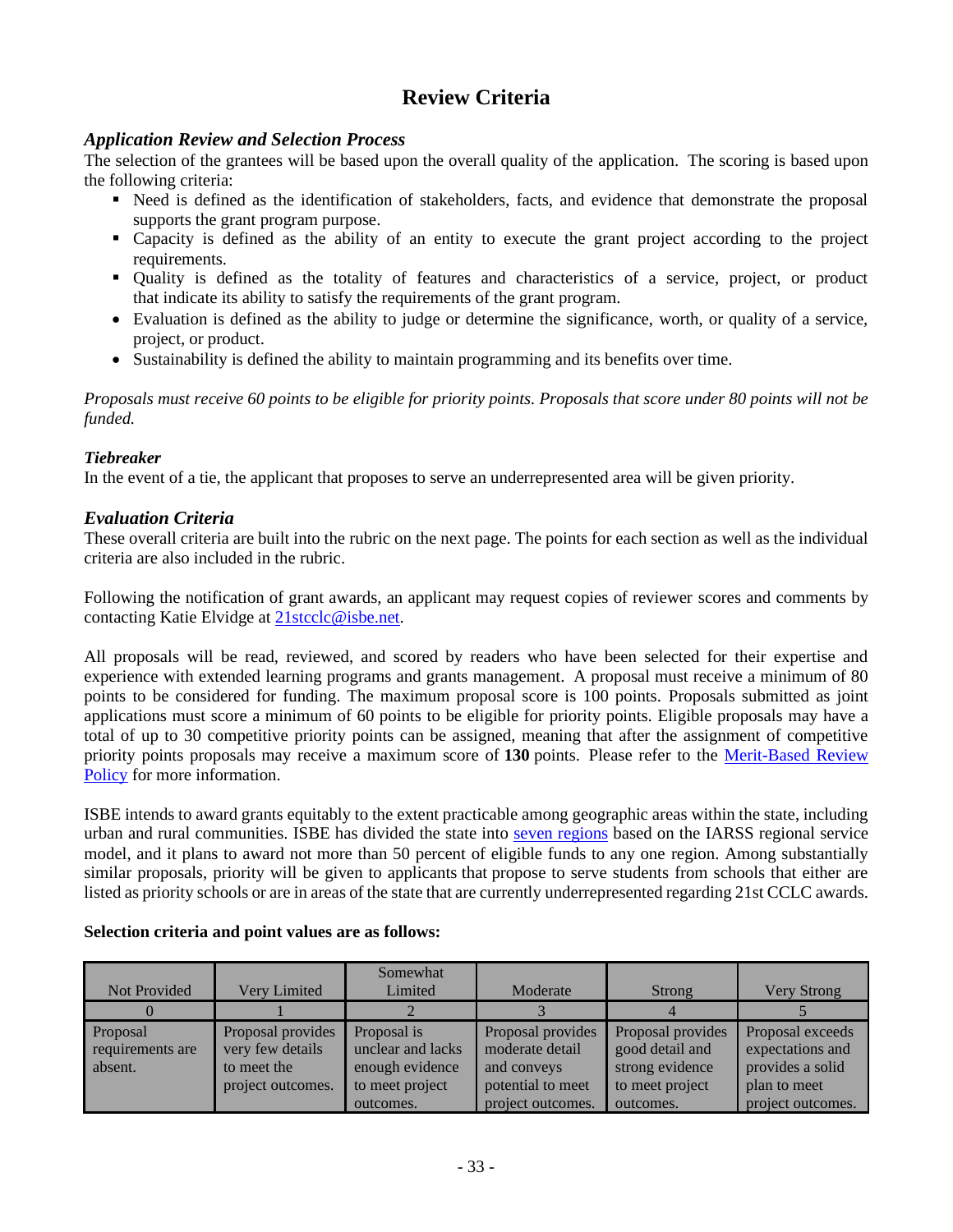# Review Criteria

### *Application Review and Selection Process*

The selection of the grantees will be based upon the overall quality of the application. The scoring is based upon the following criteria:

- Need is defined as the identification of stakeholders, facts, and evidence that demonstrate the proposal supports the grant program purpose.
- Capacity is defined as the ability of an entity to execute the grant project according to the project requirements.
- Quality is defined as the totality of features and characteristics of a service, project, or product that indicate its ability to satisfy the requirements of the grant program.
- Evaluation is defined as the ability to judge or determine the significance, worth, or quality of a service, project, or product.
- Sustainability is defined the ability to maintain programming and its benefits over time.

*Proposals must receive 60 points to be eligible for priority points. Proposals that score under 80 points will not be funded.*

#### *Tiebreaker*

In the event of a tie, the applicant that proposes to serve an underrepresented area will be given priority.

### *Evaluation Criteria*

These overall criteria are built into the rubric on the next page. The points for each section as well as the individual criteria are also included in the rubric.

Following the notification of grant awards, an applicant may request copies of reviewer scores and comments by contacting Katie Elvidge at 21stcclc@isbe.net.

All proposals will be read, reviewed, and scored by readers who have been selected for their expertise and experience with extended learning programs and grants management. A proposal must receive a minimum of 80 points to be considered for funding. The maximum proposal score is 100 points. Proposals submitted as joint applications must score a minimum of 60 points to be eligible for priority points. Eligible proposals may have a total of up to 30 competitive priority points can be assigned, meaning that after the assignment of competitive priority points proposals may receive a maximum score of **130** points. Please refer to the Merit-Based Review Policy for more information.

ISBE intends to award grants equitably to the extent practicable among geographic areas within the state, including urban and rural communities. ISBE has divided the state into seven regions based on the IARSS regional service model, and it plans to award not more than 50 percent of eligible funds to any one region. Among substantially similar proposals, priority will be given to applicants that propose to serve students from schools that either are listed as priority schools or are in areas of the state that are currently underrepresented regarding 21st CCLC awards.

**Selection criteria and point values are as follows:**

| Not Provided | Very Limited | Somewhat Limited | Moderate | Strong | Very Strong |
|---|---|---|---|---|---|
| 0 | 1 | 2 | 3 | 4 | 5 |
| Proposal requirements are absent. | Proposal provides very few details to meet the project outcomes. | Proposal is unclear and lacks enough evidence to meet project outcomes. | Proposal provides moderate detail and conveys potential to meet project outcomes. | Proposal provides good detail and strong evidence to meet project outcomes. | Proposal exceeds expectations and provides a solid plan to meet project outcomes. |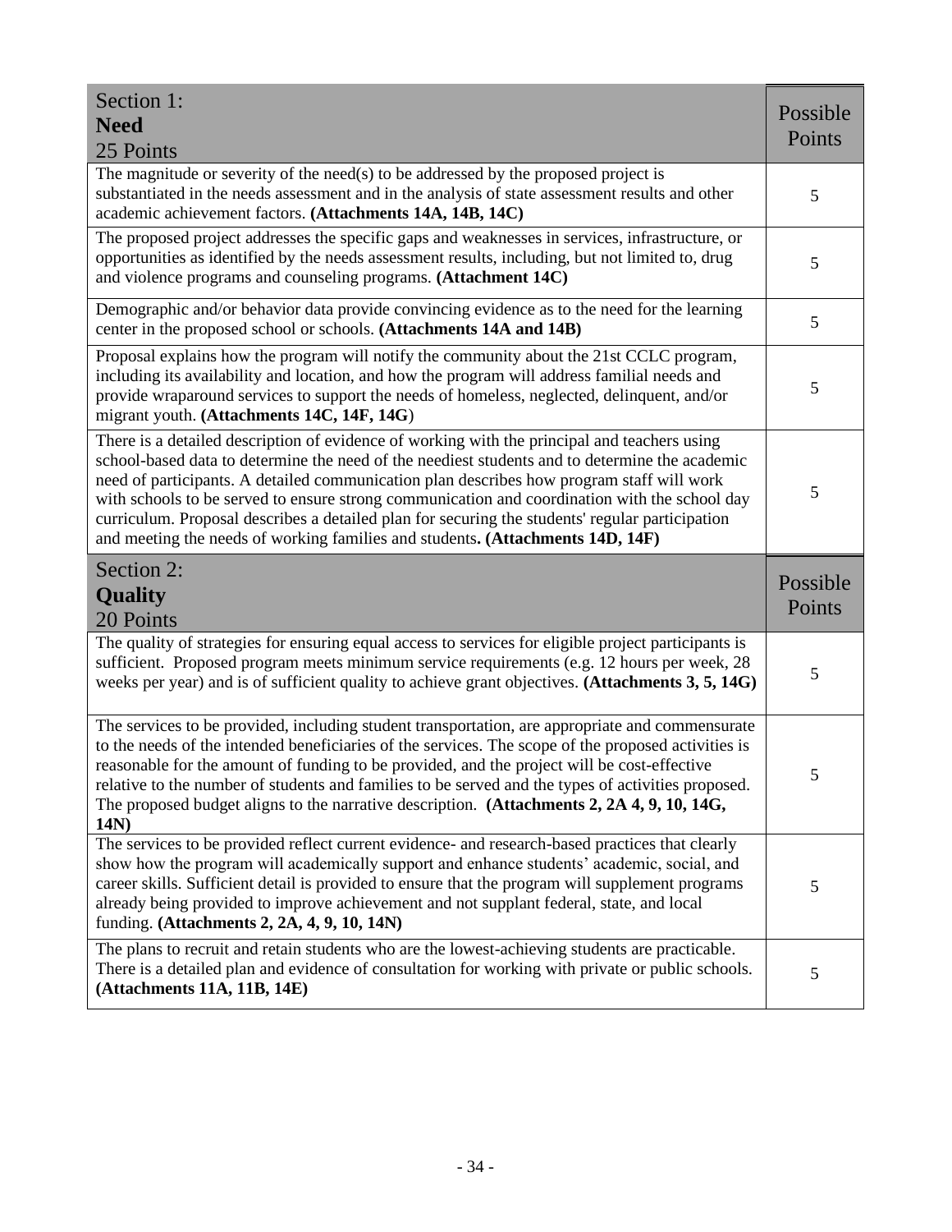| Section 1: **Need** 25 Points | Possible Points |
|---|---|
| The magnitude or severity of the need(s) to be addressed by the proposed project is substantiated in the needs assessment and in the analysis of state assessment results and other academic achievement factors. **(Attachments 14A, 14B, 14C)** | 5 |
| The proposed project addresses the specific gaps and weaknesses in services, infrastructure, or opportunities as identified by the needs assessment results, including, but not limited to, drug and violence programs and counseling programs. **(Attachment 14C)** | 5 |
| Demographic and/or behavior data provide convincing evidence as to the need for the learning center in the proposed school or schools. **(Attachments 14A and 14B)** | 5 |
| Proposal explains how the program will notify the community about the 21st CCLC program, including its availability and location, and how the program will address familial needs and provide wraparound services to support the needs of homeless, neglected, delinquent, and/or migrant youth. **(Attachments 14C, 14F, 14G**) | 5 |
| There is a detailed description of evidence of working with the principal and teachers using school-based data to determine the need of the neediest students and to determine the academic need of participants. A detailed communication plan describes how program staff will work with schools to be served to ensure strong communication and coordination with the school day curriculum. Proposal describes a detailed plan for securing the students' regular participation and meeting the needs of working families and students**. (Attachments 14D, 14F)** | 5 |
| Section 2: **Quality** 20 Points | Possible Points |
| The quality of strategies for ensuring equal access to services for eligible project participants is sufficient. Proposed program meets minimum service requirements (e.g. 12 hours per week, 28 weeks per year) and is of sufficient quality to achieve grant objectives. **(Attachments 3, 5, 14G)** | 5 |
| The services to be provided, including student transportation, are appropriate and commensurate to the needs of the intended beneficiaries of the services. The scope of the proposed activities is reasonable for the amount of funding to be provided, and the project will be cost-effective relative to the number of students and families to be served and the types of activities proposed. The proposed budget aligns to the narrative description. **(Attachments 2, 2A 4, 9, 10, 14G, 14N)** | 5 |
| The services to be provided reflect current evidence- and research-based practices that clearly show how the program will academically support and enhance students' academic, social, and career skills. Sufficient detail is provided to ensure that the program will supplement programs already being provided to improve achievement and not supplant federal, state, and local funding. **(Attachments 2, 2A, 4, 9, 10, 14N)** | 5 |
| The plans to recruit and retain students who are the lowest-achieving students are practicable. There is a detailed plan and evidence of consultation for working with private or public schools. **(Attachments 11A, 11B, 14E)** | 5 |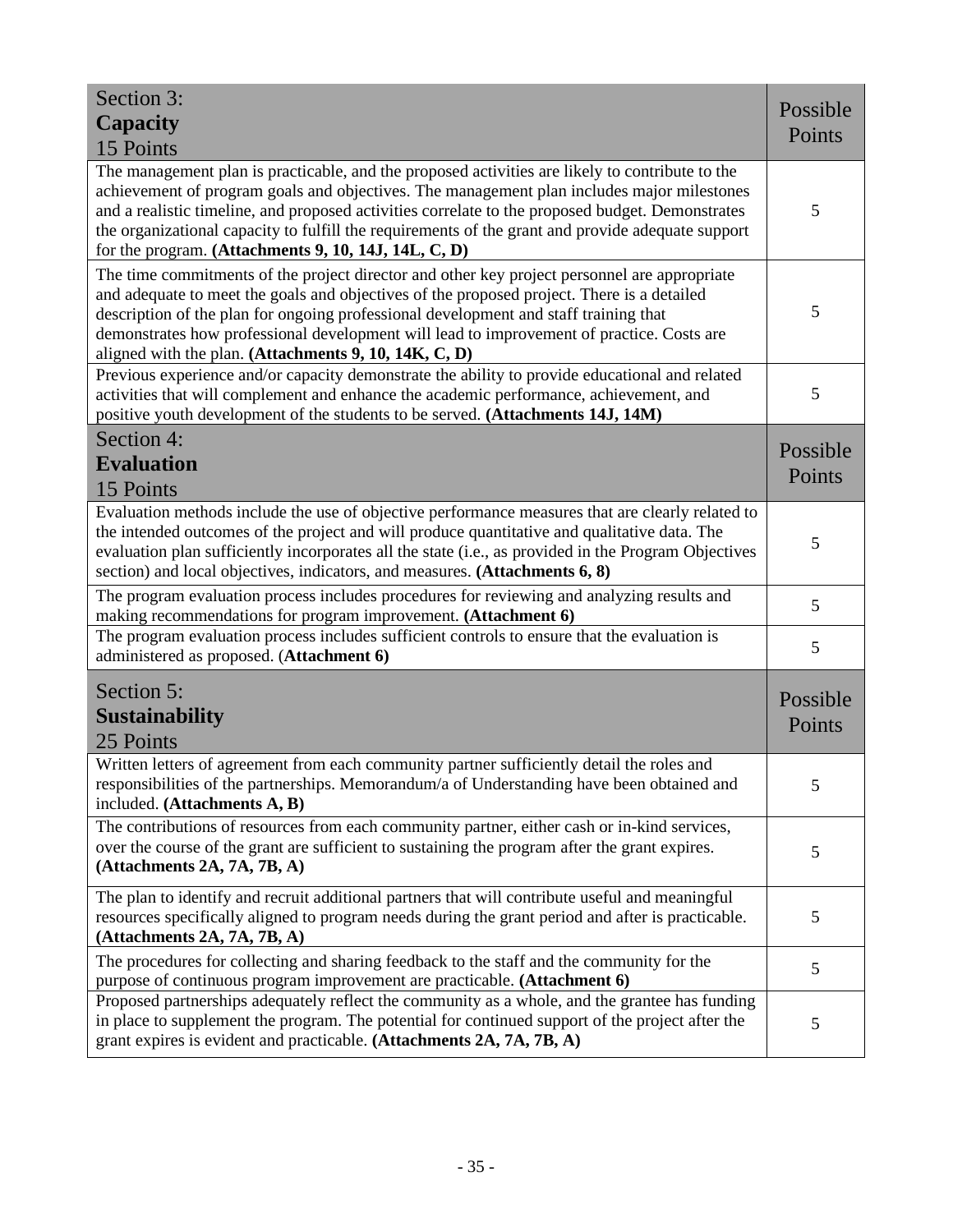| Section 3:<br>**Capacity**<br>15 Points | Possible Points |
|---|---|
| The management plan is practicable, and the proposed activities are likely to contribute to the achievement of program goals and objectives. The management plan includes major milestones and a realistic timeline, and proposed activities correlate to the proposed budget. Demonstrates the organizational capacity to fulfill the requirements of the grant and provide adequate support for the program. **(Attachments 9, 10, 14J, 14L, C, D)** | 5 |
| The time commitments of the project director and other key project personnel are appropriate and adequate to meet the goals and objectives of the proposed project. There is a detailed description of the plan for ongoing professional development and staff training that demonstrates how professional development will lead to improvement of practice. Costs are aligned with the plan. **(Attachments 9, 10, 14K, C, D)** | 5 |
| Previous experience and/or capacity demonstrate the ability to provide educational and related activities that will complement and enhance the academic performance, achievement, and positive youth development of the students to be served. **(Attachments 14J, 14M)** | 5 |
| Section 4:<br>**Evaluation**<br>15 Points | Possible Points |
| Evaluation methods include the use of objective performance measures that are clearly related to the intended outcomes of the project and will produce quantitative and qualitative data. The evaluation plan sufficiently incorporates all the state (i.e., as provided in the Program Objectives section) and local objectives, indicators, and measures. **(Attachments 6, 8)** | 5 |
| The program evaluation process includes procedures for reviewing and analyzing results and making recommendations for program improvement. **(Attachment 6)** | 5 |
| The program evaluation process includes sufficient controls to ensure that the evaluation is administered as proposed. (**Attachment 6)** | 5 |
| Section 5:<br>**Sustainability**<br>25 Points | Possible Points |
| Written letters of agreement from each community partner sufficiently detail the roles and responsibilities of the partnerships. Memorandum/a of Understanding have been obtained and included. **(Attachments A, B)** | 5 |
| The contributions of resources from each community partner, either cash or in-kind services, over the course of the grant are sufficient to sustaining the program after the grant expires. **(Attachments 2A, 7A, 7B, A)** | 5 |
| The plan to identify and recruit additional partners that will contribute useful and meaningful resources specifically aligned to program needs during the grant period and after is practicable. **(Attachments 2A, 7A, 7B, A)** | 5 |
| The procedures for collecting and sharing feedback to the staff and the community for the purpose of continuous program improvement are practicable. **(Attachment 6)** | 5 |
| Proposed partnerships adequately reflect the community as a whole, and the grantee has funding in place to supplement the program. The potential for continued support of the project after the grant expires is evident and practicable. **(Attachments 2A, 7A, 7B, A)** | 5 |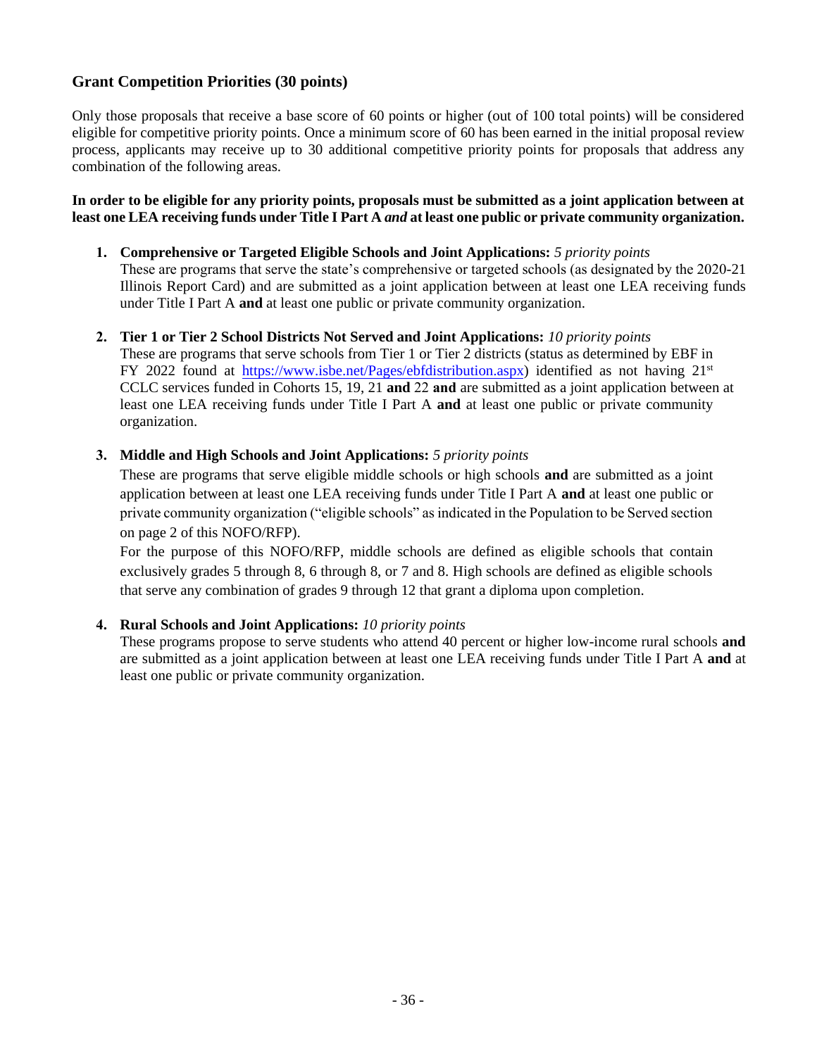## Grant Competition Priorities (30 points)

Only those proposals that receive a base score of 60 points or higher (out of 100 total points) will be considered eligible for competitive priority points. Once a minimum score of 60 has been earned in the initial proposal review process, applicants may receive up to 30 additional competitive priority points for proposals that address any combination of the following areas.

**In order to be eligible for any priority points, proposals must be submitted as a joint application between at least one LEA receiving funds under Title I Part A *and* at least one public or private community organization.**

1. **Comprehensive or Targeted Eligible Schools and Joint Applications:** *5 priority points*
   These are programs that serve the state's comprehensive or targeted schools (as designated by the 2020-21 Illinois Report Card) and are submitted as a joint application between at least one LEA receiving funds under Title I Part A **and** at least one public or private community organization.

2. **Tier 1 or Tier 2 School Districts Not Served and Joint Applications:** *10 priority points*
   These are programs that serve schools from Tier 1 or Tier 2 districts (status as determined by EBF in FY 2022 found at https://www.isbe.net/Pages/ebfdistribution.aspx) identified as not having 21st CCLC services funded in Cohorts 15, 19, 21 **and** 22 **and** are submitted as a joint application between at least one LEA receiving funds under Title I Part A **and** at least one public or private community organization.

3. **Middle and High Schools and Joint Applications:** *5 priority points*
   These are programs that serve eligible middle schools or high schools **and** are submitted as a joint application between at least one LEA receiving funds under Title I Part A **and** at least one public or private community organization ("eligible schools" as indicated in the Population to be Served section on page 2 of this NOFO/RFP).
   For the purpose of this NOFO/RFP, middle schools are defined as eligible schools that contain exclusively grades 5 through 8, 6 through 8, or 7 and 8. High schools are defined as eligible schools that serve any combination of grades 9 through 12 that grant a diploma upon completion.

4. **Rural Schools and Joint Applications:** *10 priority points*
   These programs propose to serve students who attend 40 percent or higher low-income rural schools **and** are submitted as a joint application between at least one LEA receiving funds under Title I Part A **and** at least one public or private community organization.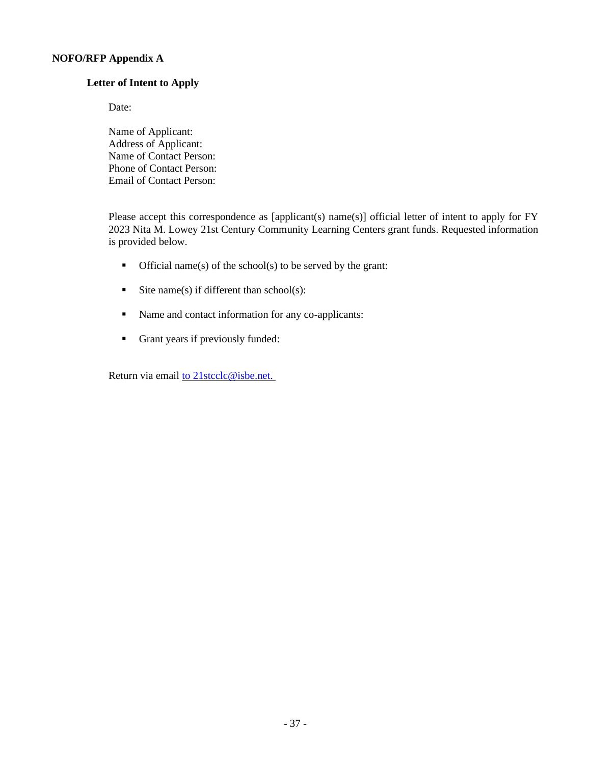**NOFO/RFP Appendix A**

**Letter of Intent to Apply**

Date:

Name of Applicant:
Address of Applicant:
Name of Contact Person:
Phone of Contact Person:
Email of Contact Person:

Please accept this correspondence as [applicant(s) name(s)] official letter of intent to apply for FY 2023 Nita M. Lowey 21st Century Community Learning Centers grant funds. Requested information is provided below.

- Official name(s) of the school(s) to be served by the grant:
- Site name(s) if different than school(s):
- Name and contact information for any co-applicants:
- Grant years if previously funded:

Return via email to 21stcclc@isbe.net.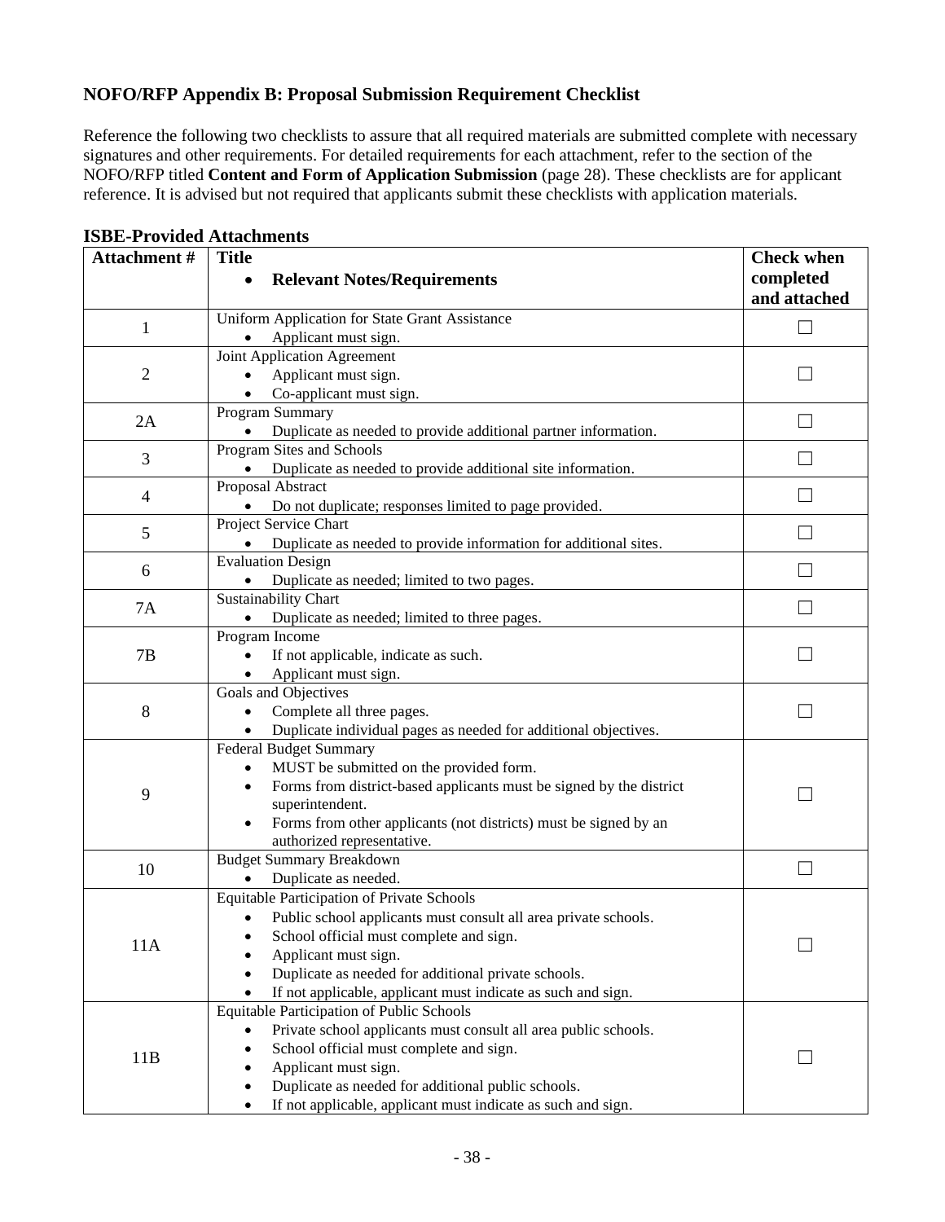## NOFO/RFP Appendix B: Proposal Submission Requirement Checklist

Reference the following two checklists to assure that all required materials are submitted complete with necessary signatures and other requirements. For detailed requirements for each attachment, refer to the section of the NOFO/RFP titled **Content and Form of Application Submission** (page 28). These checklists are for applicant reference. It is advised but not required that applicants submit these checklists with application materials.

### ISBE-Provided Attachments

| Attachment # | Title<br>• **Relevant Notes/Requirements** | Check when completed and attached |
|---|---|---|
| 1 | Uniform Application for State Grant Assistance<br>• Applicant must sign. | ☐ |
| 2 | Joint Application Agreement<br>• Applicant must sign.<br>• Co-applicant must sign. | ☐ |
| 2A | Program Summary<br>• Duplicate as needed to provide additional partner information. | ☐ |
| 3 | Program Sites and Schools<br>• Duplicate as needed to provide additional site information. | ☐ |
| 4 | Proposal Abstract<br>• Do not duplicate; responses limited to page provided. | ☐ |
| 5 | Project Service Chart<br>• Duplicate as needed to provide information for additional sites. | ☐ |
| 6 | Evaluation Design<br>• Duplicate as needed; limited to two pages. | ☐ |
| 7A | Sustainability Chart<br>• Duplicate as needed; limited to three pages. | ☐ |
| 7B | Program Income<br>• If not applicable, indicate as such.<br>• Applicant must sign. | ☐ |
| 8 | Goals and Objectives<br>• Complete all three pages.<br>• Duplicate individual pages as needed for additional objectives. | ☐ |
| 9 | Federal Budget Summary<br>• MUST be submitted on the provided form.<br>• Forms from district-based applicants must be signed by the district superintendent.<br>• Forms from other applicants (not districts) must be signed by an authorized representative. | ☐ |
| 10 | Budget Summary Breakdown<br>• Duplicate as needed. | ☐ |
| 11A | Equitable Participation of Private Schools<br>• Public school applicants must consult all area private schools.<br>• School official must complete and sign.<br>• Applicant must sign.<br>• Duplicate as needed for additional private schools.<br>• If not applicable, applicant must indicate as such and sign. | ☐ |
| 11B | Equitable Participation of Public Schools<br>• Private school applicants must consult all area public schools.<br>• School official must complete and sign.<br>• Applicant must sign.<br>• Duplicate as needed for additional public schools.<br>• If not applicable, applicant must indicate as such and sign. | ☐ |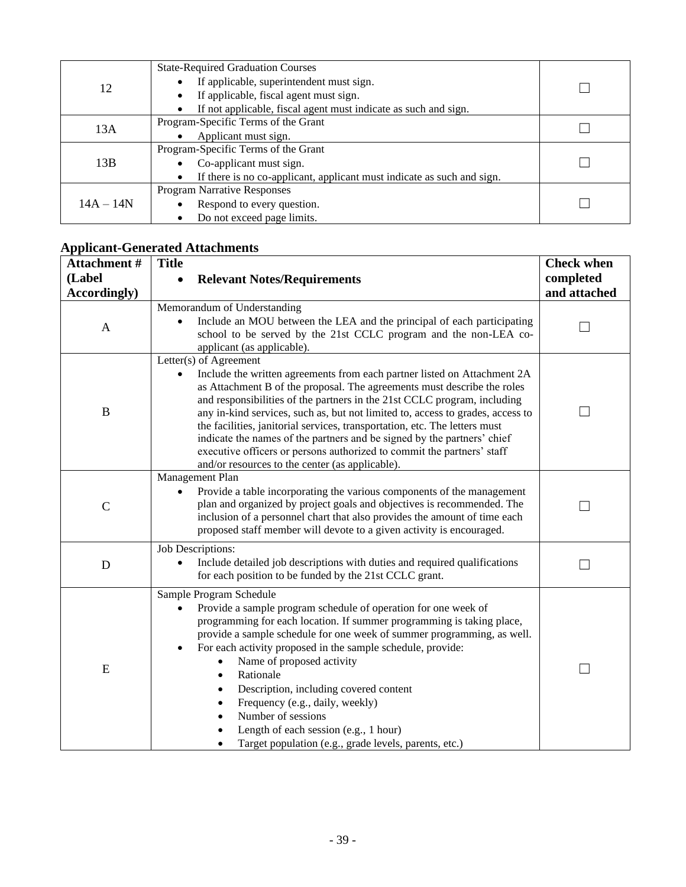| | | |
|---|---|---|
| 12 | State-Required Graduation Courses<br>• If applicable, superintendent must sign.<br>• If applicable, fiscal agent must sign.<br>• If not applicable, fiscal agent must indicate as such and sign. | ☐ |
| 13A | Program-Specific Terms of the Grant<br>• Applicant must sign. | ☐ |
| 13B | Program-Specific Terms of the Grant<br>• Co-applicant must sign.<br>• If there is no co-applicant, applicant must indicate as such and sign. | ☐ |
| 14A – 14N | Program Narrative Responses<br>• Respond to every question.<br>• Do not exceed page limits. | ☐ |

## Applicant-Generated Attachments

| Attachment # (Label Accordingly) | Title<br>• **Relevant Notes/Requirements** | Check when completed and attached |
|---|---|---|
| A | Memorandum of Understanding<br>• Include an MOU between the LEA and the principal of each participating school to be served by the 21st CCLC program and the non-LEA co-applicant (as applicable). | ☐ |
| B | Letter(s) of Agreement<br>• Include the written agreements from each partner listed on Attachment 2A as Attachment B of the proposal. The agreements must describe the roles and responsibilities of the partners in the 21st CCLC program, including any in-kind services, such as, but not limited to, access to grades, access to the facilities, janitorial services, transportation, etc. The letters must indicate the names of the partners and be signed by the partners' chief executive officers or persons authorized to commit the partners' staff and/or resources to the center (as applicable). | ☐ |
| C | Management Plan<br>• Provide a table incorporating the various components of the management plan and organized by project goals and objectives is recommended. The inclusion of a personnel chart that also provides the amount of time each proposed staff member will devote to a given activity is encouraged. | ☐ |
| D | Job Descriptions:<br>• Include detailed job descriptions with duties and required qualifications for each position to be funded by the 21st CCLC grant. | ☐ |
| E | Sample Program Schedule<br>• Provide a sample program schedule of operation for one week of programming for each location. If summer programming is taking place, provide a sample schedule for one week of summer programming, as well.<br>• For each activity proposed in the sample schedule, provide:<br>  • Name of proposed activity<br>  • Rationale<br>  • Description, including covered content<br>  • Frequency (e.g., daily, weekly)<br>  • Number of sessions<br>  • Length of each session (e.g., 1 hour)<br>  • Target population (e.g., grade levels, parents, etc.) | ☐ |